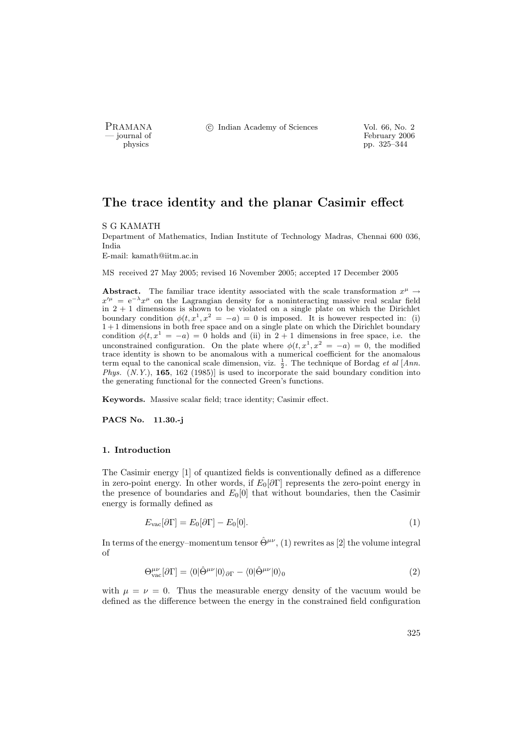# The trace identity and the planar Casimir effect

S G KAMATH

Department of Mathematics, Indian Institute of Technology Madras, Chennai 600 036, India

E-mail: kamath@iitm.ac.in

MS received 27 May 2005; revised 16 November 2005; accepted 17 December 2005

**Abstract.** The familiar trace identity associated with the scale transformation $x^\mu \to x'^\mu = \mathrm{e}^{-\lambda} x^\mu$ on the Lagrangian density for a noninteracting massive real scalar field in $2+1$ dimensions is shown to be violated on a single plate on which the Dirichlet boundary condition $\phi(t, x^1, x^2 = -a) = 0$ is imposed. It is however respected in: (i) $1+1$ dimensions in both free space and on a single plate on which the Dirichlet boundary condition $\phi(t, x^1 = -a) = 0$ holds and (ii) in $2+1$ dimensions in free space, i.e. the unconstrained configuration. On the plate where $\phi(t, x^1, x^2 = -a) = 0$, the modified trace identity is shown to be anomalous with a numerical coefficient for the anomalous term equal to the canonical scale dimension, viz. $\frac{1}{2}$. The technique of Bordag *et al* [*Ann. Phys.* (*N.Y.*), **165**, 162 (1985)] is used to incorporate the said boundary condition into the generating functional for the connected Green's functions.

**Keywords.** Massive scalar field; trace identity; Casimir effect.

**PACS No.** 11.30.-j

## 1. Introduction

The Casimir energy [1] of quantized fields is conventionally defined as a difference in zero-point energy. In other words, if $E_0[\partial\Gamma]$ represents the zero-point energy in the presence of boundaries and $E_0[0]$ that without boundaries, then the Casimir energy is formally defined as

$$E_{\mathrm{vac}}[\partial\Gamma] = E_0[\partial\Gamma] - E_0[0]. \tag{1}$$

In terms of the energy–momentum tensor $\hat{\Theta}^{\mu\nu}$, (1) rewrites as [2] the volume integral of

$$\Theta^{\mu\nu}_{\mathrm{vac}}[\partial\Gamma] = \langle 0|\hat{\Theta}^{\mu\nu}|0\rangle_{\partial\Gamma} - \langle 0|\hat{\Theta}^{\mu\nu}|0\rangle_0 \tag{2}$$

with $\mu = \nu = 0$. Thus the measurable energy density of the vacuum would be defined as the difference between the energy in the constrained field configuration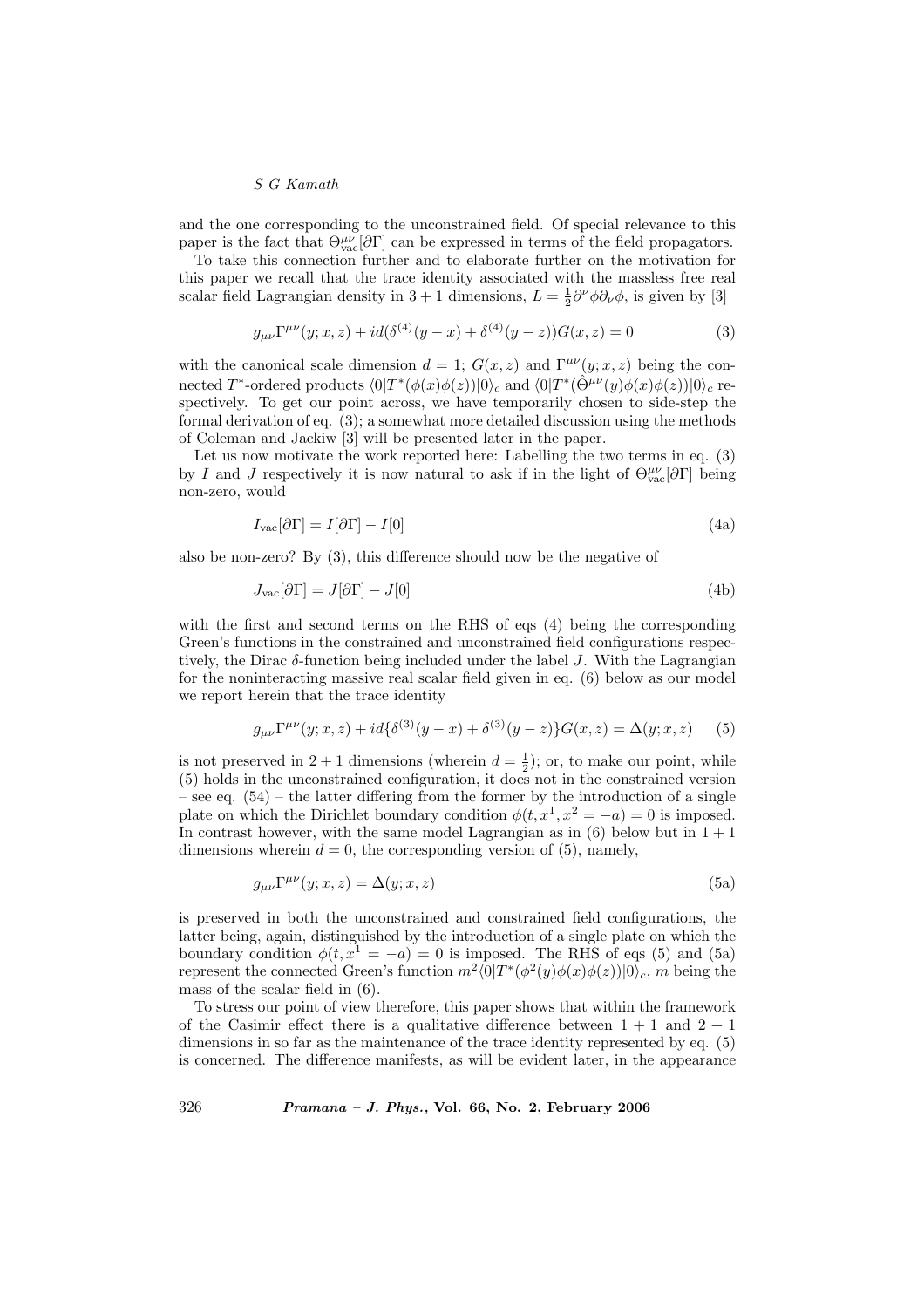and the one corresponding to the unconstrained field. Of special relevance to this paper is the fact that $\Theta^{\mu\nu}_{\rm vac}[\partial\Gamma]$ can be expressed in terms of the field propagators.

To take this connection further and to elaborate further on the motivation for this paper we recall that the trace identity associated with the massless free real scalar field Lagrangian density in $3+1$ dimensions, $L = \frac{1}{2}\partial^\nu\phi\partial_\nu\phi$, is given by [3]

$$g_{\mu\nu}\Gamma^{\mu\nu}(y;x,z) + id(\delta^{(4)}(y-x) + \delta^{(4)}(y-z))G(x,z) = 0 \tag{3}$$

with the canonical scale dimension $d = 1$; $G(x,z)$ and $\Gamma^{\mu\nu}(y;x,z)$ being the connected $T^*$-ordered products $\langle 0|T^*(\phi(x)\phi(z))|0\rangle_c$ and $\langle 0|T^*(\hat{\Theta}^{\mu\nu}(y)\phi(x)\phi(z))|0\rangle_c$ respectively. To get our point across, we have temporarily chosen to side-step the formal derivation of eq. (3); a somewhat more detailed discussion using the methods of Coleman and Jackiw [3] will be presented later in the paper.

Let us now motivate the work reported here: Labelling the two terms in eq. (3) by $I$ and $J$ respectively it is now natural to ask if in the light of $\Theta^{\mu\nu}_{\rm vac}[\partial\Gamma]$ being non-zero, would

$$I_{\rm vac}[\partial\Gamma] = I[\partial\Gamma] - I[0] \tag{4a}$$

also be non-zero? By (3), this difference should now be the negative of

$$J_{\rm vac}[\partial\Gamma] = J[\partial\Gamma] - J[0] \tag{4b}$$

with the first and second terms on the RHS of eqs (4) being the corresponding Green's functions in the constrained and unconstrained field configurations respectively, the Dirac $\delta$-function being included under the label $J$. With the Lagrangian for the noninteracting massive real scalar field given in eq. (6) below as our model we report herein that the trace identity

$$g_{\mu\nu}\Gamma^{\mu\nu}(y;x,z) + id\{\delta^{(3)}(y-x) + \delta^{(3)}(y-z)\}G(x,z) = \Delta(y;x,z) \tag{5}$$

is not preserved in $2+1$ dimensions (wherein $d = \frac{1}{2}$); or, to make our point, while (5) holds in the unconstrained configuration, it does not in the constrained version – see eq. (54) – the latter differing from the former by the introduction of a single plate on which the Dirichlet boundary condition $\phi(t, x^1, x^2 = -a) = 0$ is imposed. In contrast however, with the same model Lagrangian as in (6) below but in $1+1$ dimensions wherein $d = 0$, the corresponding version of (5), namely,

$$g_{\mu\nu}\Gamma^{\mu\nu}(y;x,z) = \Delta(y;x,z) \tag{5a}$$

is preserved in both the unconstrained and constrained field configurations, the latter being, again, distinguished by the introduction of a single plate on which the boundary condition $\phi(t, x^1 = -a) = 0$ is imposed. The RHS of eqs (5) and (5a) represent the connected Green's function $m^2\langle 0|T^*(\phi^2(y)\phi(x)\phi(z))|0\rangle_c$, $m$ being the mass of the scalar field in (6).

To stress our point of view therefore, this paper shows that within the framework of the Casimir effect there is a qualitative difference between $1+1$ and $2+1$ dimensions in so far as the maintenance of the trace identity represented by eq. (5) is concerned. The difference manifests, as will be evident later, in the appearance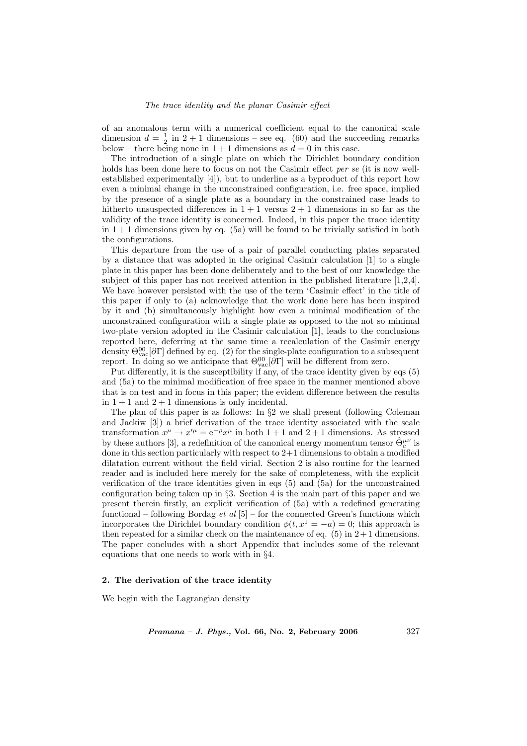of an anomalous term with a numerical coefficient equal to the canonical scale dimension $d = \frac{1}{2}$ in $2+1$ dimensions – see eq. (60) and the succeeding remarks below – there being none in $1+1$ dimensions as $d = 0$ in this case.

The introduction of a single plate on which the Dirichlet boundary condition holds has been done here to focus on not the Casimir effect *per se* (it is now well-established experimentally [4]), but to underline as a byproduct of this report how even a minimal change in the unconstrained configuration, i.e. free space, implied by the presence of a single plate as a boundary in the constrained case leads to hitherto unsuspected differences in $1+1$ versus $2+1$ dimensions in so far as the validity of the trace identity is concerned. Indeed, in this paper the trace identity in $1+1$ dimensions given by eq. (5a) will be found to be trivially satisfied in both the configurations.

This departure from the use of a pair of parallel conducting plates separated by a distance that was adopted in the original Casimir calculation [1] to a single plate in this paper has been done deliberately and to the best of our knowledge the subject of this paper has not received attention in the published literature [1,2,4]. We have however persisted with the use of the term 'Casimir effect' in the title of this paper if only to (a) acknowledge that the work done here has been inspired by it and (b) simultaneously highlight how even a minimal modification of the unconstrained configuration with a single plate as opposed to the not so minimal two-plate version adopted in the Casimir calculation [1], leads to the conclusions reported here, deferring at the same time a recalculation of the Casimir energy density $\Theta^{00}_{\text{vac}}[\partial\Gamma]$ defined by eq. (2) for the single-plate configuration to a subsequent report. In doing so we anticipate that $\Theta^{00}_{\text{vac}}[\partial\Gamma]$ will be different from zero.

Put differently, it is the susceptibility if any, of the trace identity given by eqs (5) and (5a) to the minimal modification of free space in the manner mentioned above that is on test and in focus in this paper; the evident difference between the results in $1+1$ and $2+1$ dimensions is only incidental.

The plan of this paper is as follows: In §2 we shall present (following Coleman and Jackiw [3]) a brief derivation of the trace identity associated with the scale transformation $x^\mu \to x'^\mu = \mathrm{e}^{-\rho} x^\mu$ in both $1+1$ and $2+1$ dimensions. As stressed by these authors [3], a redefinition of the canonical energy momentum tensor $\hat{\Theta}^{\mu\nu}_{\text{c}}$ is done in this section particularly with respect to $2+1$ dimensions to obtain a modified dilatation current without the field virial. Section 2 is also routine for the learned reader and is included here merely for the sake of completeness, with the explicit verification of the trace identities given in eqs (5) and (5a) for the unconstrained configuration being taken up in §3. Section 4 is the main part of this paper and we present therein firstly, an explicit verification of (5a) with a redefined generating functional – following Bordag *et al* [5] – for the connected Green's functions which incorporates the Dirichlet boundary condition $\phi(t, x^1 = -a) = 0$; this approach is then repeated for a similar check on the maintenance of eq. (5) in $2+1$ dimensions. The paper concludes with a short Appendix that includes some of the relevant equations that one needs to work with in §4.

## 2. The derivation of the trace identity

We begin with the Lagrangian density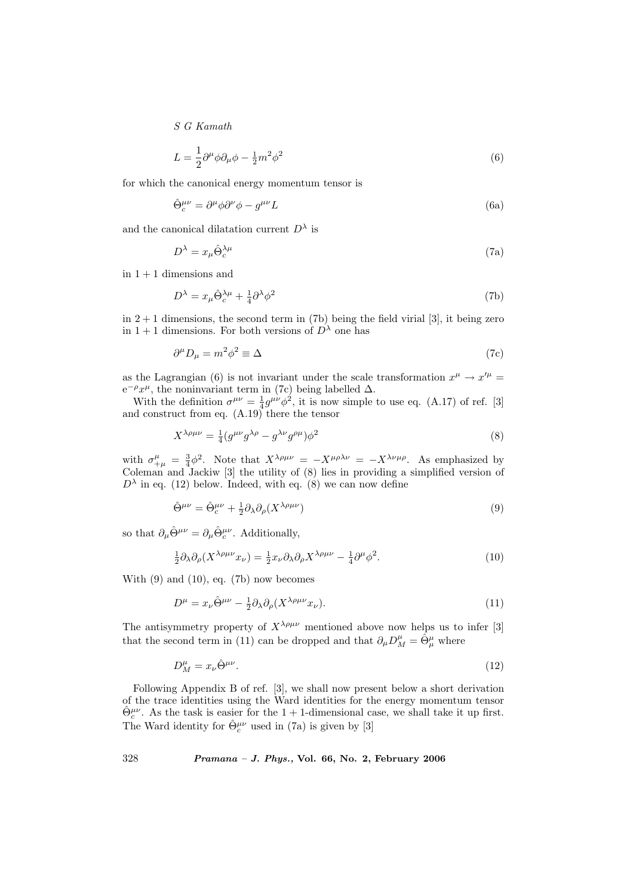$$L = \frac{1}{2}\partial^\mu\phi\partial_\mu\phi - \tfrac{1}{2}m^2\phi^2 \tag{6}$$

for which the canonical energy momentum tensor is

$$\hat{\Theta}_c^{\mu\nu} = \partial^\mu\phi\partial^\nu\phi - g^{\mu\nu}L \tag{6a}$$

and the canonical dilatation current $D^\lambda$ is

$$D^\lambda = x_\mu \hat{\Theta}_c^{\lambda\mu} \tag{7a}$$

in $1+1$ dimensions and

$$D^\lambda = x_\mu \hat{\Theta}_c^{\lambda\mu} + \tfrac{1}{4}\partial^\lambda\phi^2 \tag{7b}$$

in $2+1$ dimensions, the second term in (7b) being the field virial [3], it being zero in $1+1$ dimensions. For both versions of $D^\lambda$ one has

$$\partial^\mu D_\mu = m^2\phi^2 \equiv \Delta \tag{7c}$$

as the Lagrangian (6) is not invariant under the scale transformation $x^\mu \to x'^\mu = \mathrm{e}^{-\rho}x^\mu$, the noninvariant term in (7c) being labelled $\Delta$.

With the definition $\sigma^{\mu\nu} = \frac{1}{4}g^{\mu\nu}\phi^2$, it is now simple to use eq. (A.17) of ref. [3] and construct from eq. (A.19) there the tensor

$$X^{\lambda\rho\mu\nu} = \tfrac{1}{4}(g^{\mu\nu}g^{\lambda\rho} - g^{\lambda\nu}g^{\rho\mu})\phi^2 \tag{8}$$

with $\sigma^\mu_{+\mu} = \frac{3}{4}\phi^2$. Note that $X^{\lambda\rho\mu\nu} = -X^{\mu\rho\lambda\nu} = -X^{\lambda\nu\mu\rho}$. As emphasized by Coleman and Jackiw [3] the utility of (8) lies in providing a simplified version of $D^\lambda$ in eq. (12) below. Indeed, with eq. (8) we can now define

$$\hat{\Theta}^{\mu\nu} = \hat{\Theta}_c^{\mu\nu} + \tfrac{1}{2}\partial_\lambda\partial_\rho(X^{\lambda\rho\mu\nu}) \tag{9}$$

so that $\partial_\mu\hat{\Theta}^{\mu\nu} = \partial_\mu\hat{\Theta}_c^{\mu\nu}$. Additionally,

$$\tfrac{1}{2}\partial_\lambda\partial_\rho(X^{\lambda\rho\mu\nu}x_\nu) = \tfrac{1}{2}x_\nu\partial_\lambda\partial_\rho X^{\lambda\rho\mu\nu} - \tfrac{1}{4}\partial^\mu\phi^2. \tag{10}$$

With (9) and (10), eq. (7b) now becomes

$$D^\mu = x_\nu\hat{\Theta}^{\mu\nu} - \tfrac{1}{2}\partial_\lambda\partial_\rho(X^{\lambda\rho\mu\nu}x_\nu). \tag{11}$$

The antisymmetry property of $X^{\lambda\rho\mu\nu}$ mentioned above now helps us to infer [3] that the second term in (11) can be dropped and that $\partial_\mu D_M^\mu = \hat{\Theta}^\mu_\mu$ where

$$D_M^\mu = x_\nu\hat{\Theta}^{\mu\nu}. \tag{12}$$

Following Appendix B of ref. [3], we shall now present below a short derivation of the trace identities using the Ward identities for the energy momentum tensor $\hat{\Theta}_c^{\mu\nu}$. As the task is easier for the $1+1$-dimensional case, we shall take it up first. The Ward identity for $\hat{\Theta}_c^{\mu\nu}$ used in (7a) is given by [3]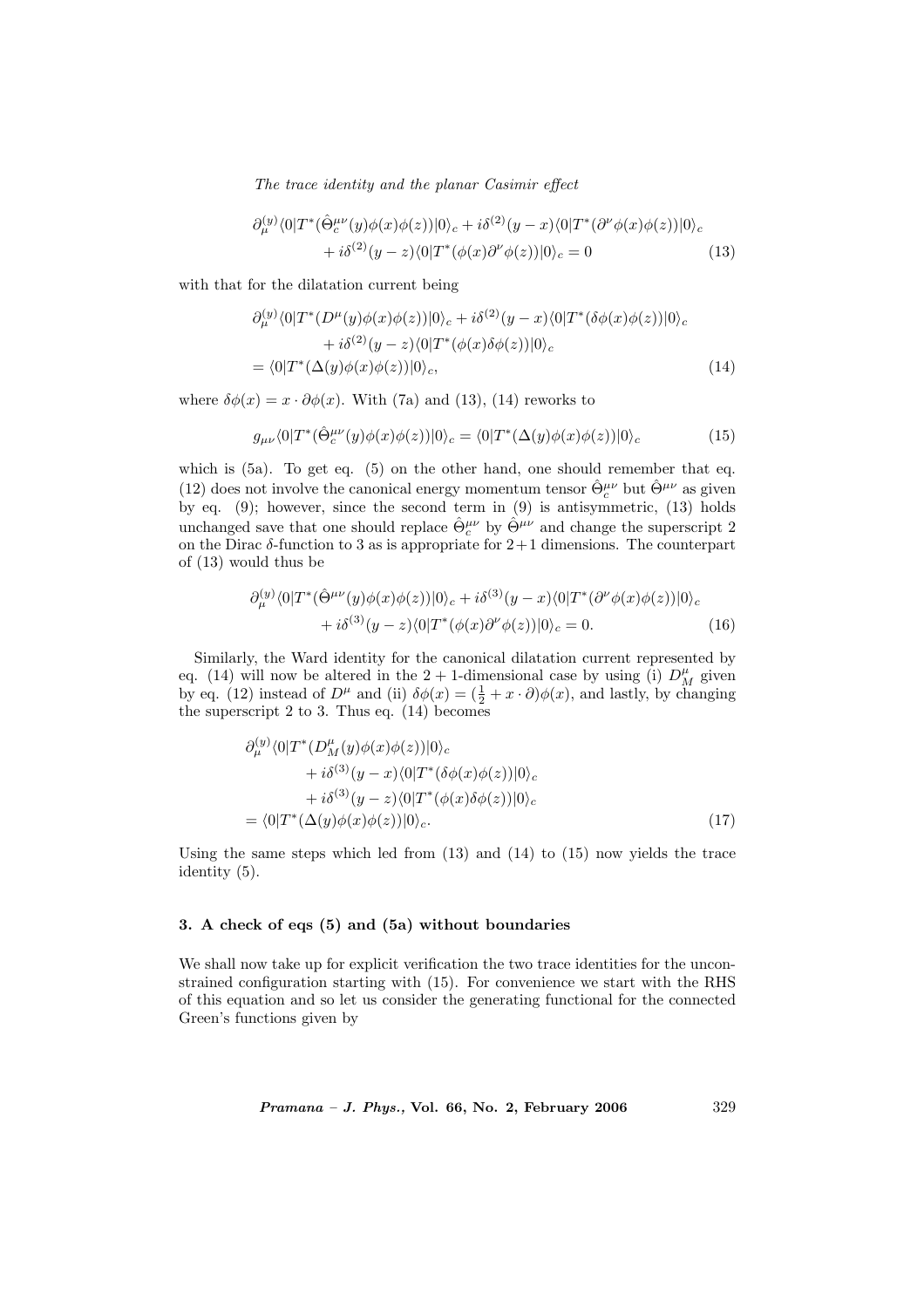$$\partial_\mu^{(y)} \langle 0|T^*(\hat{\Theta}_c^{\mu\nu}(y)\phi(x)\phi(z))|0\rangle_c + i\delta^{(2)}(y-x)\langle 0|T^*(\partial^\nu\phi(x)\phi(z))|0\rangle_c$$
$$+ i\delta^{(2)}(y-z)\langle 0|T^*(\phi(x)\partial^\nu\phi(z))|0\rangle_c = 0 \tag{13}$$

with that for the dilatation current being

$$\partial_\mu^{(y)} \langle 0|T^*(D^\mu(y)\phi(x)\phi(z))|0\rangle_c + i\delta^{(2)}(y-x)\langle 0|T^*(\delta\phi(x)\phi(z))|0\rangle_c$$
$$+ i\delta^{(2)}(y-z)\langle 0|T^*(\phi(x)\delta\phi(z))|0\rangle_c$$
$$= \langle 0|T^*(\Delta(y)\phi(x)\phi(z))|0\rangle_c, \tag{14}$$

where $\delta\phi(x) = x \cdot \partial\phi(x)$. With (7a) and (13), (14) reworks to

$$g_{\mu\nu}\langle 0|T^*(\hat{\Theta}_c^{\mu\nu}(y)\phi(x)\phi(z))|0\rangle_c = \langle 0|T^*(\Delta(y)\phi(x)\phi(z))|0\rangle_c \tag{15}$$

which is (5a). To get eq. (5) on the other hand, one should remember that eq. (12) does not involve the canonical energy momentum tensor $\hat{\Theta}_c^{\mu\nu}$ but $\hat{\Theta}^{\mu\nu}$ as given by eq. (9); however, since the second term in (9) is antisymmetric, (13) holds unchanged save that one should replace $\hat{\Theta}_c^{\mu\nu}$ by $\hat{\Theta}^{\mu\nu}$ and change the superscript 2 on the Dirac $\delta$-function to 3 as is appropriate for $2+1$ dimensions. The counterpart of (13) would thus be

$$\partial_\mu^{(y)} \langle 0|T^*(\hat{\Theta}^{\mu\nu}(y)\phi(x)\phi(z))|0\rangle_c + i\delta^{(3)}(y-x)\langle 0|T^*(\partial^\nu\phi(x)\phi(z))|0\rangle_c$$
$$+ i\delta^{(3)}(y-z)\langle 0|T^*(\phi(x)\partial^\nu\phi(z))|0\rangle_c = 0. \tag{16}$$

Similarly, the Ward identity for the canonical dilatation current represented by eq. (14) will now be altered in the $2+1$-dimensional case by using (i) $D_M^\mu$ given by eq. (12) instead of $D^\mu$ and (ii) $\delta\phi(x) = (\frac{1}{2} + x \cdot \partial)\phi(x)$, and lastly, by changing the superscript 2 to 3. Thus eq. (14) becomes

$$\partial_\mu^{(y)} \langle 0|T^*(D_M^\mu(y)\phi(x)\phi(z))|0\rangle_c$$
$$+ i\delta^{(3)}(y-x)\langle 0|T^*(\delta\phi(x)\phi(z))|0\rangle_c$$
$$+ i\delta^{(3)}(y-z)\langle 0|T^*(\phi(x)\delta\phi(z))|0\rangle_c$$
$$= \langle 0|T^*(\Delta(y)\phi(x)\phi(z))|0\rangle_c. \tag{17}$$

Using the same steps which led from (13) and (14) to (15) now yields the trace identity (5).

### 3. A check of eqs (5) and (5a) without boundaries

We shall now take up for explicit verification the two trace identities for the unconstrained configuration starting with (15). For convenience we start with the RHS of this equation and so let us consider the generating functional for the connected Green's functions given by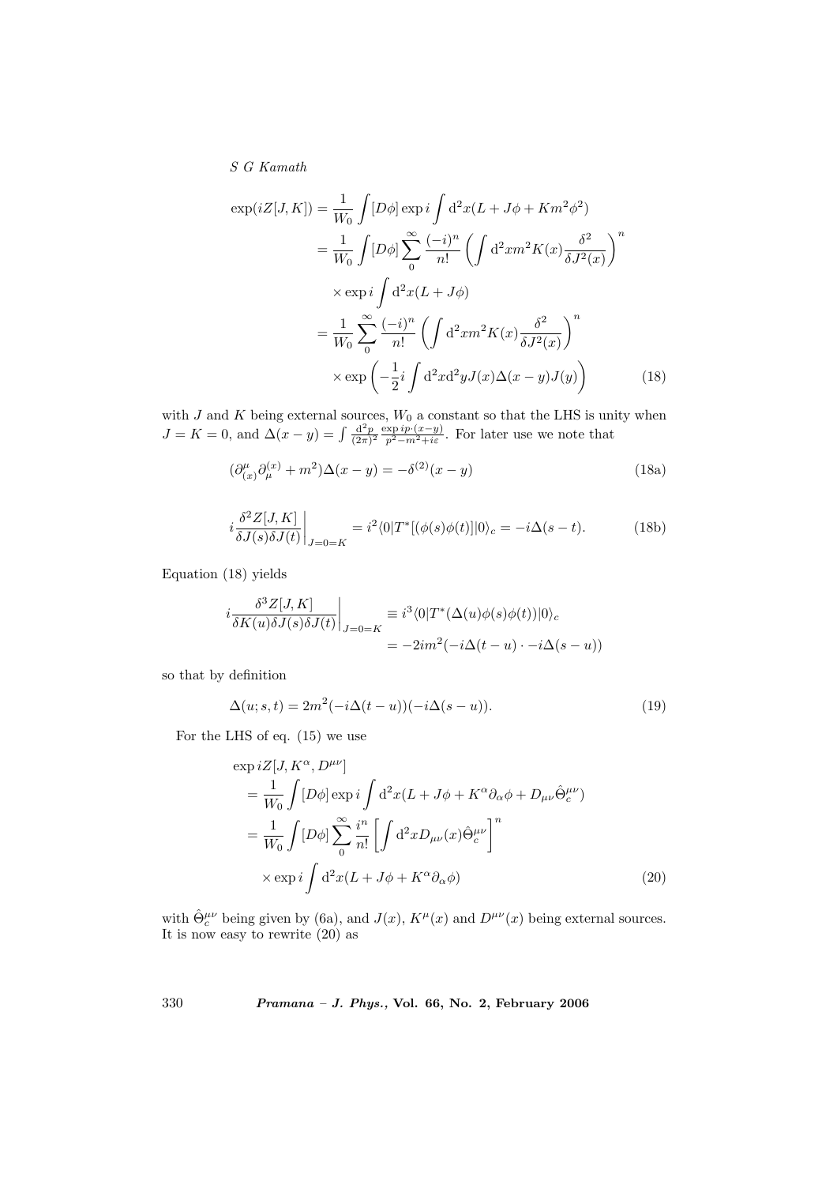$$
\begin{aligned}
\exp(iZ[J,K]) &= \frac{1}{W_0}\int [D\phi]\exp i\int \mathrm{d}^2x(L+J\phi+Km^2\phi^2)\\
&= \frac{1}{W_0}\int [D\phi]\sum_0^\infty \frac{(-i)^n}{n!}\left(\int \mathrm{d}^2x m^2K(x)\frac{\delta^2}{\delta J^2(x)}\right)^n\\
&\quad\times \exp i\int \mathrm{d}^2x(L+J\phi)\\
&= \frac{1}{W_0}\sum_0^\infty \frac{(-i)^n}{n!}\left(\int \mathrm{d}^2x m^2K(x)\frac{\delta^2}{\delta J^2(x)}\right)^n\\
&\quad\times \exp\left(-\frac{1}{2}i\int \mathrm{d}^2x\mathrm{d}^2yJ(x)\Delta(x-y)J(y)\right)
\end{aligned} \tag{18}
$$

with $J$ and $K$ being external sources, $W_0$ a constant so that the LHS is unity when $J=K=0$, and $\Delta(x-y)=\int \frac{\mathrm{d}^2p}{(2\pi)^2}\frac{\exp ip\cdot(x-y)}{p^2-m^2+i\varepsilon}$. For later use we note that

$$
(\partial^\mu_{(x)}\partial^{(x)}_\mu + m^2)\Delta(x-y) = -\delta^{(2)}(x-y) \tag{18a}
$$

$$
i\frac{\delta^2 Z[J,K]}{\delta J(s)\delta J(t)}\bigg|_{J=0=K} = i^2\langle 0|T^*[(\phi(s)\phi(t)]|0\rangle_c = -i\Delta(s-t). \tag{18b}
$$

Equation (18) yields

$$
\begin{aligned}
i\frac{\delta^3 Z[J,K]}{\delta K(u)\delta J(s)\delta J(t)}\bigg|_{J=0=K} &\equiv i^3\langle 0|T^*(\Delta(u)\phi(s)\phi(t))|0\rangle_c\\
&= -2im^2(-i\Delta(t-u)\cdot -i\Delta(s-u))
\end{aligned}
$$

so that by definition

$$
\Delta(u;s,t) = 2m^2(-i\Delta(t-u))(-i\Delta(s-u)). \tag{19}
$$

For the LHS of eq. (15) we use

$$
\begin{aligned}
&\exp iZ[J,K^\alpha,D^{\mu\nu}]\\
&= \frac{1}{W_0}\int [D\phi]\exp i\int \mathrm{d}^2x(L+J\phi+K^\alpha\partial_\alpha\phi+D_{\mu\nu}\hat{\Theta}^{\mu\nu}_c)\\
&= \frac{1}{W_0}\int [D\phi]\sum_0^\infty \frac{i^n}{n!}\left[\int \mathrm{d}^2xD_{\mu\nu}(x)\hat{\Theta}^{\mu\nu}_c\right]^n\\
&\quad\times \exp i\int \mathrm{d}^2x(L+J\phi+K^\alpha\partial_\alpha\phi)
\end{aligned} \tag{20}
$$

with $\hat{\Theta}^{\mu\nu}_c$ being given by (6a), and $J(x)$, $K^\mu(x)$ and $D^{\mu\nu}(x)$ being external sources. It is now easy to rewrite (20) as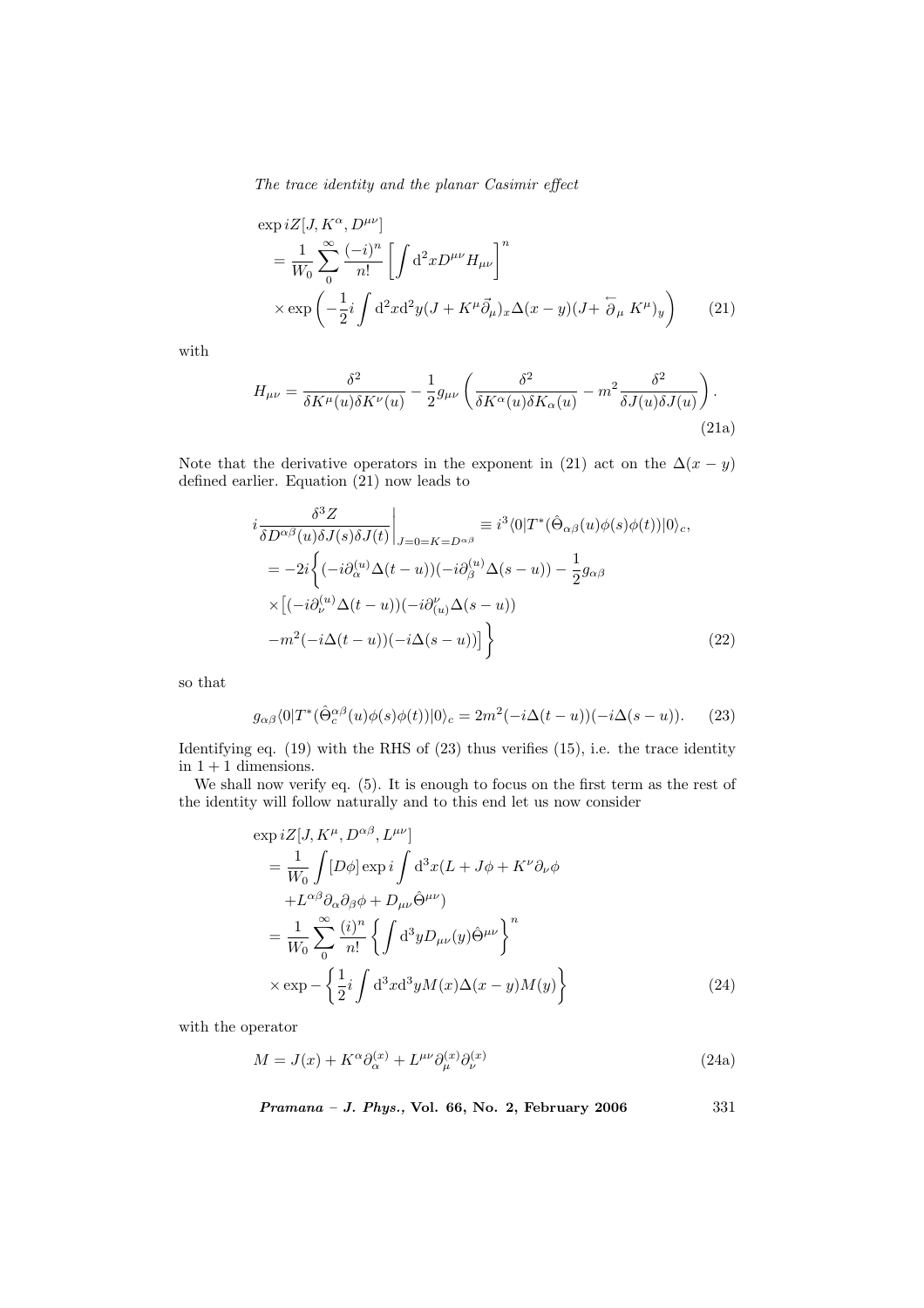$$
\begin{aligned}
&\exp iZ[J, K^{\alpha}, D^{\mu\nu}] \\
&= \frac{1}{W_0} \sum_0^{\infty} \frac{(-i)^n}{n!} \left[ \int \mathrm{d}^2 x D^{\mu\nu} H_{\mu\nu} \right]^n \\
&\times \exp\left( -\frac{1}{2} i \int \mathrm{d}^2 x \mathrm{d}^2 y (J + K^{\mu} \vec{\partial}_{\mu})_x \Delta(x-y) (J + \overleftarrow{\partial}_{\mu} K^{\mu})_y \right)
\end{aligned} \tag{21}
$$

with

$$
H_{\mu\nu} = \frac{\delta^2}{\delta K^{\mu}(u) \delta K^{\nu}(u)} - \frac{1}{2} g_{\mu\nu} \left( \frac{\delta^2}{\delta K^{\alpha}(u) \delta K_{\alpha}(u)} - m^2 \frac{\delta^2}{\delta J(u) \delta J(u)} \right). \tag{21a}
$$

Note that the derivative operators in the exponent in (21) act on the $\Delta(x-y)$ defined earlier. Equation (21) now leads to

$$
\begin{aligned}
&i \frac{\delta^3 Z}{\delta D^{\alpha\beta}(u) \delta J(s) \delta J(t)} \bigg|_{J=0=K=D^{\alpha\beta}} \equiv i^3 \langle 0 | T^*(\hat{\Theta}_{\alpha\beta}(u) \phi(s) \phi(t)) | 0 \rangle_c, \\
&= -2i \bigg\{ (-i\partial_{\alpha}^{(u)} \Delta(t-u))(-i\partial_{\beta}^{(u)} \Delta(s-u)) - \frac{1}{2} g_{\alpha\beta} \\
&\times \big[ (-i\partial_{\nu}^{(u)} \Delta(t-u))(-i\partial_{(u)}^{\nu} \Delta(s-u)) \\
&-m^2(-i\Delta(t-u))(-i\Delta(s-u)) \big] \bigg\}
\end{aligned} \tag{22}
$$

so that

$$
g_{\alpha\beta} \langle 0 | T^*(\hat{\Theta}_c^{\alpha\beta}(u) \phi(s) \phi(t)) | 0 \rangle_c = 2m^2 (-i\Delta(t-u))(-i\Delta(s-u)). \tag{23}
$$

Identifying eq. (19) with the RHS of (23) thus verifies (15), i.e. the trace identity in $1+1$ dimensions.

We shall now verify eq. (5). It is enough to focus on the first term as the rest of the identity will follow naturally and to this end let us now consider

$$
\begin{aligned}
&\exp iZ[J, K^{\mu}, D^{\alpha\beta}, L^{\mu\nu}] \\
&= \frac{1}{W_0} \int [D\phi] \exp i \int \mathrm{d}^3 x (L + J\phi + K^{\nu} \partial_{\nu} \phi \\
&+ L^{\alpha\beta} \partial_{\alpha} \partial_{\beta} \phi + D_{\mu\nu} \hat{\Theta}^{\mu\nu}) \\
&= \frac{1}{W_0} \sum_0^{\infty} \frac{(i)^n}{n!} \left\{ \int \mathrm{d}^3 y D_{\mu\nu}(y) \hat{\Theta}^{\mu\nu} \right\}^n \\
&\times \exp - \left\{ \frac{1}{2} i \int \mathrm{d}^3 x \mathrm{d}^3 y M(x) \Delta(x-y) M(y) \right\}
\end{aligned} \tag{24}
$$

with the operator

$$
M = J(x) + K^{\alpha} \partial_{\alpha}^{(x)} + L^{\mu\nu} \partial_{\mu}^{(x)} \partial_{\nu}^{(x)} \tag{24a}
$$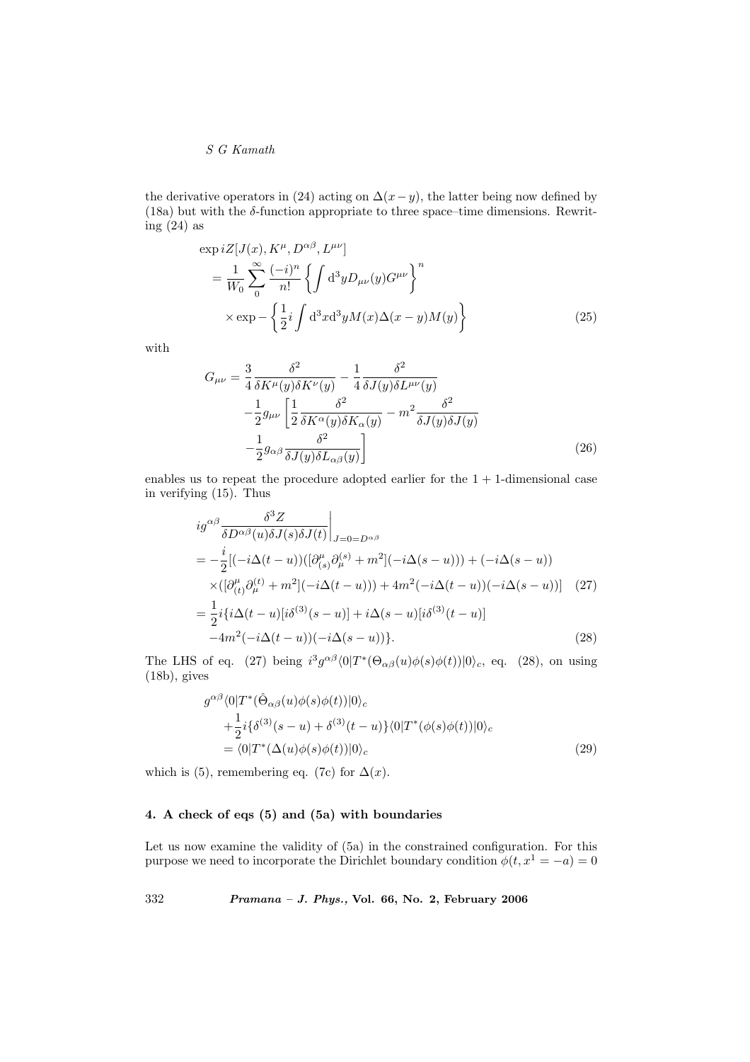the derivative operators in (24) acting on $\Delta(x-y)$, the latter being now defined by (18a) but with the $\delta$-function appropriate to three space–time dimensions. Rewriting (24) as

$$
\begin{aligned}
&\exp iZ[J(x), K^{\mu}, D^{\alpha\beta}, L^{\mu\nu}] \\
&= \frac{1}{W_0} \sum_{0}^{\infty} \frac{(-i)^n}{n!} \left\{ \int \mathrm{d}^3 y D_{\mu\nu}(y) G^{\mu\nu} \right\}^n \\
&\quad \times \exp - \left\{ \frac{1}{2} i \int \mathrm{d}^3 x \mathrm{d}^3 y M(x) \Delta(x-y) M(y) \right\}
\end{aligned} \tag{25}
$$

with

$$
\begin{aligned}
G_{\mu\nu} &= \frac{3}{4} \frac{\delta^2}{\delta K^{\mu}(y) \delta K^{\nu}(y)} - \frac{1}{4} \frac{\delta^2}{\delta J(y) \delta L^{\mu\nu}(y)} \\
&\quad - \frac{1}{2} g_{\mu\nu} \left[ \frac{1}{2} \frac{\delta^2}{\delta K^{\alpha}(y) \delta K_{\alpha}(y)} - m^2 \frac{\delta^2}{\delta J(y) \delta J(y)} \right. \\
&\quad \left. - \frac{1}{2} g_{\alpha\beta} \frac{\delta^2}{\delta J(y) \delta L_{\alpha\beta}(y)} \right]
\end{aligned} \tag{26}
$$

enables us to repeat the procedure adopted earlier for the $1+1$-dimensional case in verifying (15). Thus

$$
\begin{aligned}
&i g^{\alpha\beta} \frac{\delta^3 Z}{\delta D^{\alpha\beta}(u) \delta J(s) \delta J(t)} \bigg|_{J=0=D^{\alpha\beta}} \\
&= -\frac{i}{2} [(-i\Delta(t-u))([\partial^{\mu}_{(s)} \partial^{(s)}_{\mu} + m^2](-i\Delta(s-u))) + (-i\Delta(s-u)) \\
&\quad \times ([\partial^{\mu}_{(t)} \partial^{(t)}_{\mu} + m^2](-i\Delta(t-u))) + 4m^2(-i\Delta(t-u))(-i\Delta(s-u))] \quad (27) \\
&= \frac{1}{2} i \{ i\Delta(t-u)[i\delta^{(3)}(s-u)] + i\Delta(s-u)[i\delta^{(3)}(t-u)] \\
&\quad - 4m^2(-i\Delta(t-u))(-i\Delta(s-u)) \}. \quad (28)
\end{aligned}
$$

The LHS of eq. (27) being $i^3 g^{\alpha\beta} \langle 0|T^*(\Theta_{\alpha\beta}(u)\phi(s)\phi(t))|0\rangle_c$, eq. (28), on using (18b), gives

$$
\begin{aligned}
&g^{\alpha\beta} \langle 0|T^*(\hat{\Theta}_{\alpha\beta}(u)\phi(s)\phi(t))|0\rangle_c \\
&\quad + \frac{1}{2} i \{ \delta^{(3)}(s-u) + \delta^{(3)}(t-u) \} \langle 0|T^*(\phi(s)\phi(t))|0\rangle_c \\
&\quad = \langle 0|T^*(\Delta(u)\phi(s)\phi(t))|0\rangle_c
\end{aligned} \tag{29}
$$

which is (5), remembering eq. (7c) for $\Delta(x)$.

## 4. A check of eqs (5) and (5a) with boundaries

Let us now examine the validity of (5a) in the constrained configuration. For this purpose we need to incorporate the Dirichlet boundary condition $\phi(t, x^1 = -a) = 0$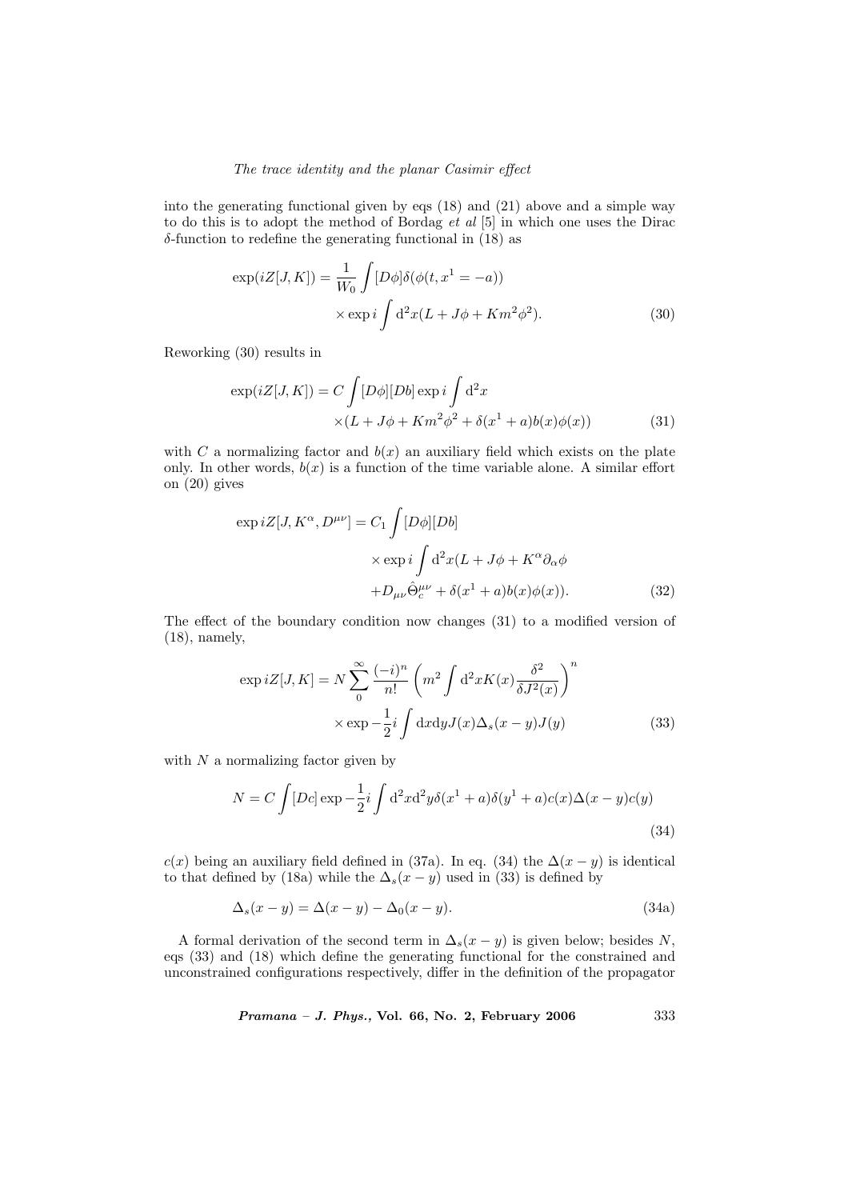into the generating functional given by eqs (18) and (21) above and a simple way to do this is to adopt the method of Bordag *et al* [5] in which one uses the Dirac $\delta$-function to redefine the generating functional in (18) as

$$\exp(iZ[J,K]) = \frac{1}{W_0}\int [D\phi]\delta(\phi(t,x^1=-a)) \times \exp i\int \mathrm{d}^2x(L + J\phi + Km^2\phi^2). \tag{30}$$

Reworking (30) results in

$$\exp(iZ[J,K]) = C\int [D\phi][Db]\exp i\int \mathrm{d}^2x \times (L + J\phi + Km^2\phi^2 + \delta(x^1+a)b(x)\phi(x)) \tag{31}$$

with $C$ a normalizing factor and $b(x)$ an auxiliary field which exists on the plate only. In other words, $b(x)$ is a function of the time variable alone. A similar effort on (20) gives

$$\exp iZ[J,K^\alpha,D^{\mu\nu}] = C_1\int [D\phi][Db] \times \exp i\int \mathrm{d}^2x(L + J\phi + K^\alpha\partial_\alpha\phi + D_{\mu\nu}\hat{\Theta}_c^{\mu\nu} + \delta(x^1+a)b(x)\phi(x)). \tag{32}$$

The effect of the boundary condition now changes (31) to a modified version of (18), namely,

$$\exp iZ[J,K] = N\sum_0^\infty \frac{(-i)^n}{n!}\left(m^2\int \mathrm{d}^2xK(x)\frac{\delta^2}{\delta J^2(x)}\right)^n \times \exp -\frac{1}{2}i\int \mathrm{d}x\mathrm{d}yJ(x)\Delta_s(x-y)J(y) \tag{33}$$

with $N$ a normalizing factor given by

$$N = C\int [Dc]\exp -\frac{1}{2}i\int \mathrm{d}^2x\mathrm{d}^2y\delta(x^1+a)\delta(y^1+a)c(x)\Delta(x-y)c(y) \tag{34}$$

$c(x)$ being an auxiliary field defined in (37a). In eq. (34) the $\Delta(x-y)$ is identical to that defined by (18a) while the $\Delta_s(x-y)$ used in (33) is defined by

$$\Delta_s(x-y) = \Delta(x-y) - \Delta_0(x-y). \tag{34a}$$

A formal derivation of the second term in $\Delta_s(x-y)$ is given below; besides $N$, eqs (33) and (18) which define the generating functional for the constrained and unconstrained configurations respectively, differ in the definition of the propagator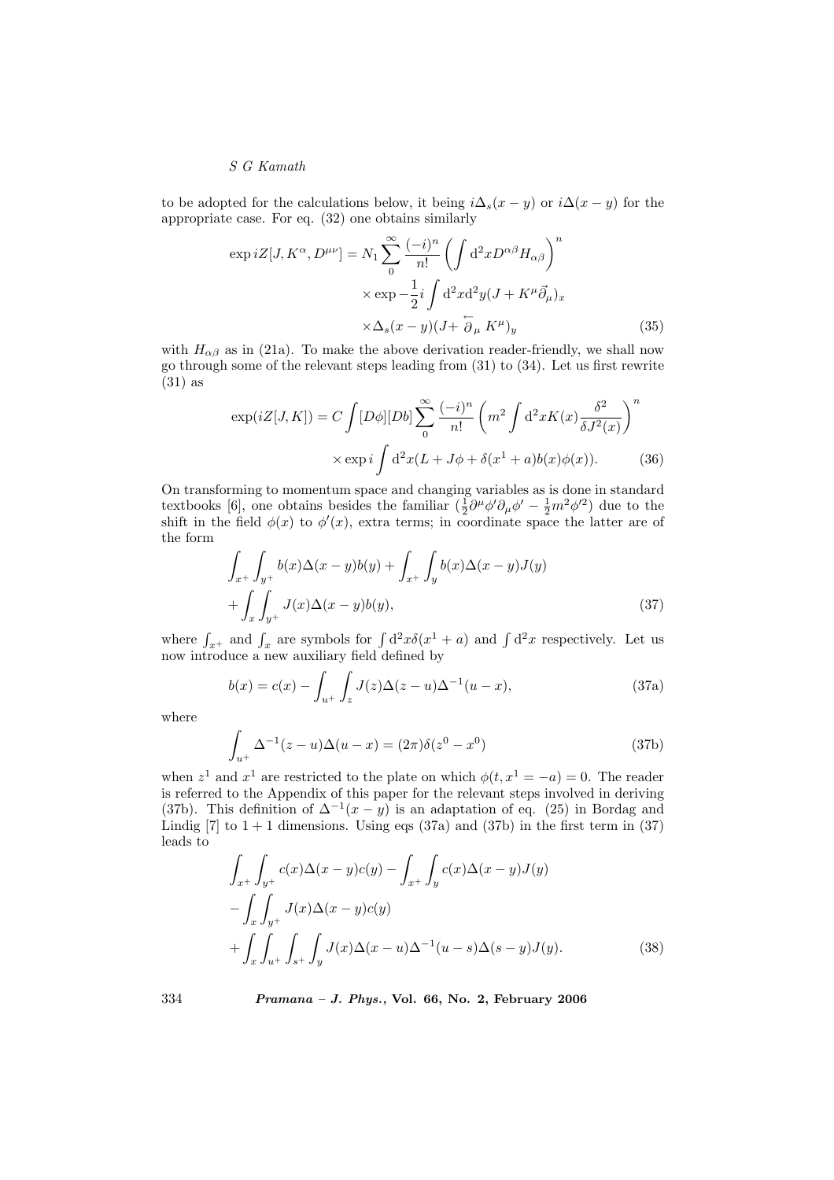to be adopted for the calculations below, it being $i\Delta_s(x-y)$ or $i\Delta(x-y)$ for the appropriate case. For eq. (32) one obtains similarly

$$
\begin{aligned}
\exp iZ[J, K^\alpha, D^{\mu\nu}] = N_1 \sum_0^\infty \frac{(-i)^n}{n!} \left( \int \mathrm{d}^2 x D^{\alpha\beta} H_{\alpha\beta} \right)^n \\
\times \exp -\frac{1}{2} i \int \mathrm{d}^2 x \mathrm{d}^2 y (J + K^\mu \vec{\partial}_\mu)_x \\
\times \Delta_s(x-y)(J + \overleftarrow{\partial}_\mu K^\mu)_y
\end{aligned} \tag{35}
$$

with $H_{\alpha\beta}$ as in (21a). To make the above derivation reader-friendly, we shall now go through some of the relevant steps leading from (31) to (34). Let us first rewrite (31) as

$$
\begin{aligned}
\exp(iZ[J,K]) = C \int [D\phi][Db] \sum_0^\infty \frac{(-i)^n}{n!} \left( m^2 \int \mathrm{d}^2 x K(x) \frac{\delta^2}{\delta J^2(x)} \right)^n \\
\times \exp i \int \mathrm{d}^2 x (L + J\phi + \delta(x^1 + a) b(x) \phi(x)).
\end{aligned} \tag{36}
$$

On transforming to momentum space and changing variables as is done in standard textbooks [6], one obtains besides the familiar $(\frac{1}{2}\partial^\mu \phi' \partial_\mu \phi' - \frac{1}{2} m^2 \phi'^2)$ due to the shift in the field $\phi(x)$ to $\phi'(x)$, extra terms; in coordinate space the latter are of the form

$$
\begin{aligned}
&\int_{x^+} \int_{y^+} b(x) \Delta(x-y) b(y) + \int_{x^+} \int_y b(x) \Delta(x-y) J(y) \\
&+ \int_x \int_{y^+} J(x) \Delta(x-y) b(y),
\end{aligned} \tag{37}
$$

where $\int_{x^+}$ and $\int_x$ are symbols for $\int \mathrm{d}^2 x \delta(x^1 + a)$ and $\int \mathrm{d}^2 x$ respectively. Let us now introduce a new auxiliary field defined by

$$
b(x) = c(x) - \int_{u^+} \int_z J(z) \Delta(z-u) \Delta^{-1}(u-x), \tag{37a}
$$

where

$$
\int_{u^+} \Delta^{-1}(z-u) \Delta(u-x) = (2\pi) \delta(z^0 - x^0) \tag{37b}
$$

when $z^1$ and $x^1$ are restricted to the plate on which $\phi(t, x^1 = -a) = 0$. The reader is referred to the Appendix of this paper for the relevant steps involved in deriving (37b). This definition of $\Delta^{-1}(x-y)$ is an adaptation of eq. (25) in Bordag and Lindig [7] to $1+1$ dimensions. Using eqs (37a) and (37b) in the first term in (37) leads to

$$
\begin{aligned}
&\int_{x^+} \int_{y^+} c(x) \Delta(x-y) c(y) - \int_{x^+} \int_y c(x) \Delta(x-y) J(y) \\
&- \int_x \int_{y^+} J(x) \Delta(x-y) c(y) \\
&+ \int_x \int_{u^+} \int_{s^+} \int_y J(x) \Delta(x-u) \Delta^{-1}(u-s) \Delta(s-y) J(y).
\end{aligned} \tag{38}
$$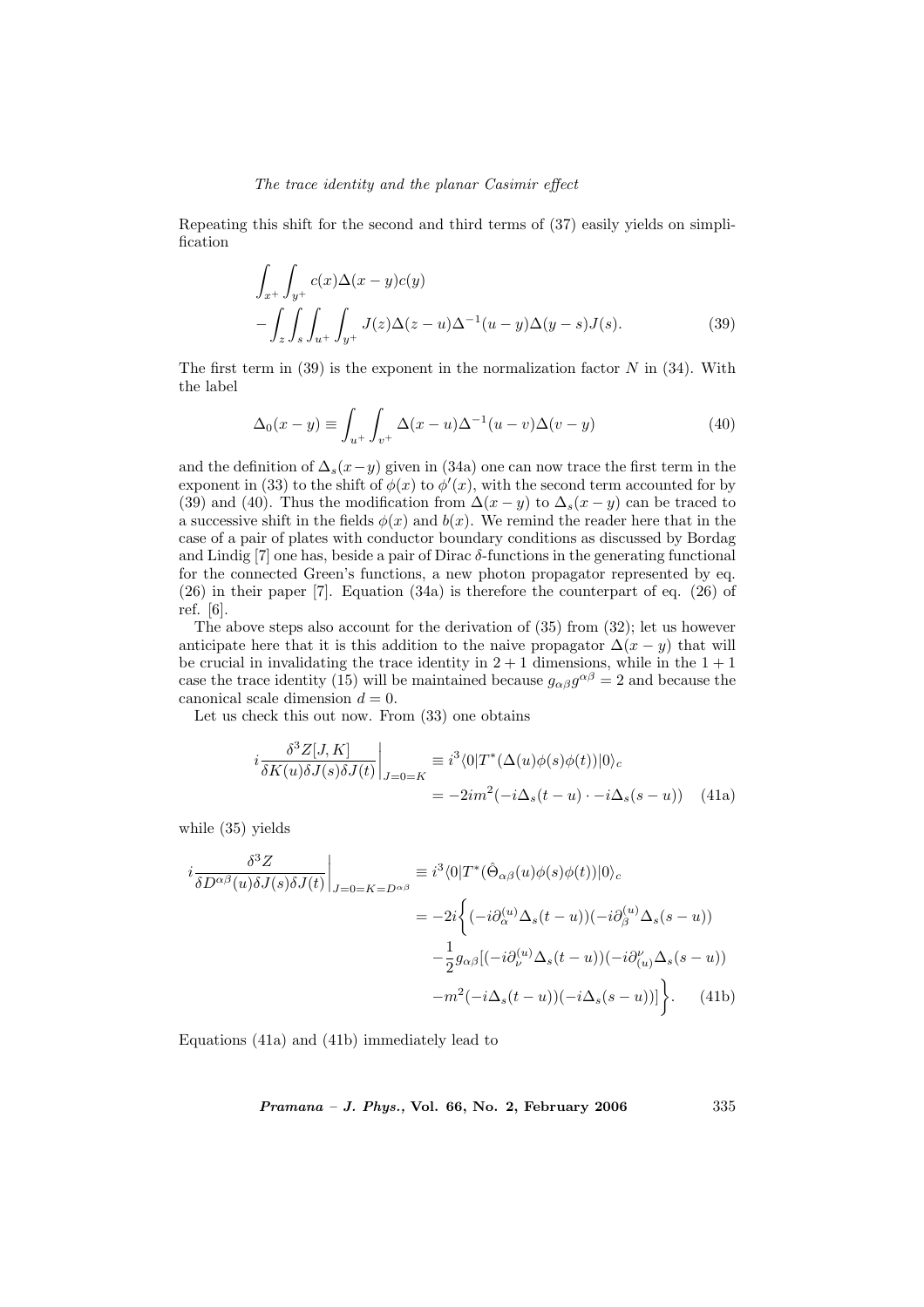Repeating this shift for the second and third terms of (37) easily yields on simplification

$$\int_{x^+}\int_{y^+} c(x)\Delta(x-y)c(y) \\ -\int_z\int_s\int_{u^+}\int_{y^+} J(z)\Delta(z-u)\Delta^{-1}(u-y)\Delta(y-s)J(s). \tag{39}$$

The first term in (39) is the exponent in the normalization factor $N$ in (34). With the label

$$\Delta_0(x-y) \equiv \int_{u^+}\int_{v^+} \Delta(x-u)\Delta^{-1}(u-v)\Delta(v-y) \tag{40}$$

and the definition of $\Delta_s(x-y)$ given in (34a) one can now trace the first term in the exponent in (33) to the shift of $\phi(x)$ to $\phi'(x)$, with the second term accounted for by (39) and (40). Thus the modification from $\Delta(x-y)$ to $\Delta_s(x-y)$ can be traced to a successive shift in the fields $\phi(x)$ and $b(x)$. We remind the reader here that in the case of a pair of plates with conductor boundary conditions as discussed by Bordag and Lindig [7] one has, beside a pair of Dirac $\delta$-functions in the generating functional for the connected Green's functions, a new photon propagator represented by eq. (26) in their paper [7]. Equation (34a) is therefore the counterpart of eq. (26) of ref. [6].

The above steps also account for the derivation of (35) from (32); let us however anticipate here that it is this addition to the naive propagator $\Delta(x-y)$ that will be crucial in invalidating the trace identity in $2+1$ dimensions, while in the $1+1$ case the trace identity (15) will be maintained because $g_{\alpha\beta}g^{\alpha\beta}=2$ and because the canonical scale dimension $d=0$.

Let us check this out now. From (33) one obtains

$$i\frac{\delta^3 Z[J,K]}{\delta K(u)\delta J(s)\delta J(t)}\bigg|_{J=0=K} \equiv i^3\langle 0|T^*(\Delta(u)\phi(s)\phi(t))|0\rangle_c \\ = -2im^2(-i\Delta_s(t-u)\cdot -i\Delta_s(s-u)) \tag{41a}$$

while (35) yields

$$i\frac{\delta^3 Z}{\delta D^{\alpha\beta}(u)\delta J(s)\delta J(t)}\bigg|_{J=0=K=D^{\alpha\beta}} \equiv i^3\langle 0|T^*(\hat{\Theta}_{\alpha\beta}(u)\phi(s)\phi(t))|0\rangle_c \\ = -2i\bigg\{(-i\partial_\alpha^{(u)}\Delta_s(t-u))(-i\partial_\beta^{(u)}\Delta_s(s-u)) \\ -\frac{1}{2}g_{\alpha\beta}[(-i\partial_\nu^{(u)}\Delta_s(t-u))(-i\partial^\nu_{(u)}\Delta_s(s-u)) \\ -m^2(-i\Delta_s(t-u))(-i\Delta_s(s-u))]\bigg\}. \tag{41b}$$

Equations (41a) and (41b) immediately lead to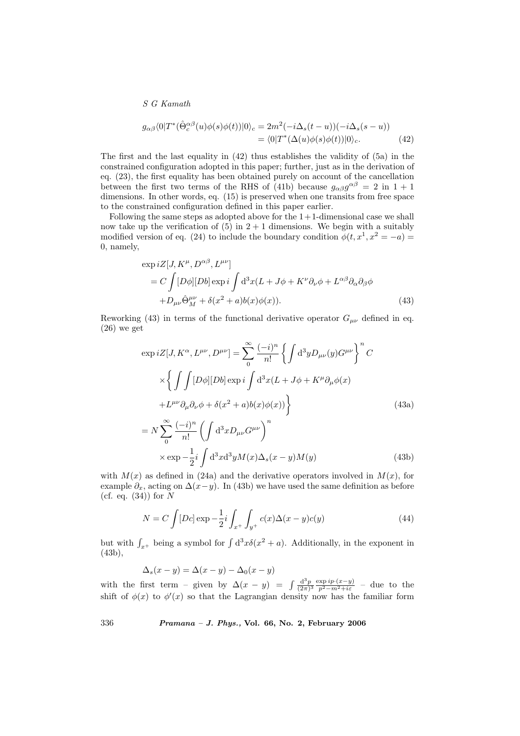$$g_{\alpha\beta}\langle 0|T^*(\hat{\Theta}_c^{\alpha\beta}(u)\phi(s)\phi(t))|0\rangle_c = 2m^2(-i\Delta_s(t-u))(-i\Delta_s(s-u))$$
$$= \langle 0|T^*(\Delta(u)\phi(s)\phi(t))|0\rangle_c. \tag{42}$$

The first and the last equality in (42) thus establishes the validity of (5a) in the constrained configuration adopted in this paper; further, just as in the derivation of eq. (23), the first equality has been obtained purely on account of the cancellation between the first two terms of the RHS of (41b) because $g_{\alpha\beta}g^{\alpha\beta} = 2$ in $1+1$ dimensions. In other words, eq. (15) is preserved when one transits from free space to the constrained configuration defined in this paper earlier.

Following the same steps as adopted above for the $1+1$-dimensional case we shall now take up the verification of (5) in $2+1$ dimensions. We begin with a suitably modified version of eq. (24) to include the boundary condition $\phi(t, x^1, x^2 = -a) = 0$, namely,

$$\exp iZ[J, K^\mu, D^{\alpha\beta}, L^{\mu\nu}]$$
$$= C\int [D\phi][Db]\exp i\int \mathrm{d}^3x(L + J\phi + K^\nu\partial_\nu\phi + L^{\alpha\beta}\partial_\alpha\partial_\beta\phi$$
$$+ D_{\mu\nu}\hat{\Theta}_M^{\mu\nu} + \delta(x^2+a)b(x)\phi(x)). \tag{43}$$

Reworking (43) in terms of the functional derivative operator $G_{\mu\nu}$ defined in eq. (26) we get

$$\exp iZ[J, K^\alpha, L^{\mu\nu}, D^{\mu\nu}] = \sum_0^\infty \frac{(-i)^n}{n!}\left\{\int \mathrm{d}^3y D_{\mu\nu}(y)G^{\mu\nu}\right\}^n C$$
$$\times\left\{\int\int [D\phi][Db]\exp i\int \mathrm{d}^3x(L + J\phi + K^\mu\partial_\mu\phi(x)\right.$$
$$\left. + L^{\mu\nu}\partial_\mu\partial_\nu\phi + \delta(x^2+a)b(x)\phi(x))\right\} \tag{43a}$$
$$= N\sum_0^\infty \frac{(-i)^n}{n!}\left(\int \mathrm{d}^3x D_{\mu\nu}G^{\mu\nu}\right)^n$$
$$\times \exp -\frac{1}{2}i\int \mathrm{d}^3x\mathrm{d}^3y M(x)\Delta_s(x-y)M(y) \tag{43b}$$

with $M(x)$ as defined in (24a) and the derivative operators involved in $M(x)$, for example $\partial_x$, acting on $\Delta(x-y)$. In (43b) we have used the same definition as before (cf. eq. (34)) for $N$

$$N = C\int [Dc]\exp -\frac{1}{2}i\int_{x^+}\int_{y^+} c(x)\Delta(x-y)c(y) \tag{44}$$

but with $\int_{x^+}$ being a symbol for $\int \mathrm{d}^3x\delta(x^2+a)$. Additionally, in the exponent in (43b),

$$\Delta_s(x-y) = \Delta(x-y) - \Delta_0(x-y)$$

with the first term – given by $\Delta(x-y) = \int \frac{\mathrm{d}^3p}{(2\pi)^3}\frac{\exp ip\cdot(x-y)}{p^2-m^2+i\varepsilon}$ – due to the shift of $\phi(x)$ to $\phi'(x)$ so that the Lagrangian density now has the familiar form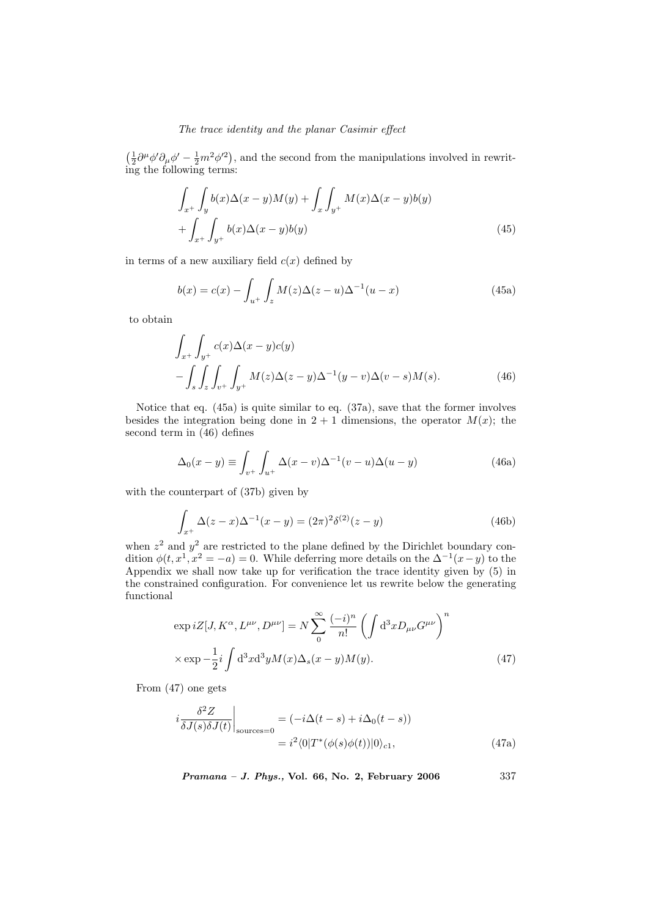$\left(\frac{1}{2}\partial^\mu\phi'\partial_\mu\phi' - \frac{1}{2}m^2\phi'^2\right)$, and the second from the manipulations involved in rewriting the following terms:

$$
\begin{aligned}
&\int_{x^+}\int_y b(x)\Delta(x-y)M(y) + \int_x\int_{y^+} M(x)\Delta(x-y)b(y) \\
&+ \int_{x^+}\int_{y^+} b(x)\Delta(x-y)b(y)
\end{aligned}
\tag{45}
$$

in terms of a new auxiliary field $c(x)$ defined by

$$
b(x) = c(x) - \int_{u^+}\int_z M(z)\Delta(z-u)\Delta^{-1}(u-x) \tag{45a}
$$

to obtain

$$
\begin{aligned}
&\int_{x^+}\int_{y^+} c(x)\Delta(x-y)c(y) \\
&- \int_s\int_z\int_{v^+}\int_{y^+} M(z)\Delta(z-y)\Delta^{-1}(y-v)\Delta(v-s)M(s).
\end{aligned}
\tag{46}
$$

Notice that eq. (45a) is quite similar to eq. (37a), save that the former involves besides the integration being done in $2+1$ dimensions, the operator $M(x)$; the second term in (46) defines

$$
\Delta_0(x-y) \equiv \int_{v^+}\int_{u^+} \Delta(x-v)\Delta^{-1}(v-u)\Delta(u-y) \tag{46a}
$$

with the counterpart of (37b) given by

$$
\int_{x^+} \Delta(z-x)\Delta^{-1}(x-y) = (2\pi)^2\delta^{(2)}(z-y) \tag{46b}
$$

when $z^2$ and $y^2$ are restricted to the plane defined by the Dirichlet boundary condition $\phi(t, x^1, x^2 = -a) = 0$. While deferring more details on the $\Delta^{-1}(x-y)$ to the Appendix we shall now take up for verification the trace identity given by (5) in the constrained configuration. For convenience let us rewrite below the generating functional

$$
\begin{aligned}
&\exp iZ[J, K^\alpha, L^{\mu\nu}, D^{\mu\nu}] = N\sum_0^\infty \frac{(-i)^n}{n!}\left(\int \mathrm{d}^3x D_{\mu\nu}G^{\mu\nu}\right)^n \\
&\times \exp -\frac{1}{2}i\int \mathrm{d}^3x\mathrm{d}^3y M(x)\Delta_s(x-y)M(y).
\end{aligned}
\tag{47}
$$

From (47) one gets

$$
\begin{aligned}
i\left.\frac{\delta^2 Z}{\delta J(s)\delta J(t)}\right|_{\text{sources}=0} &= (-i\Delta(t-s) + i\Delta_0(t-s)) \\
&= i^2\langle 0|T^*(\phi(s)\phi(t))|0\rangle_{c1},
\end{aligned}
\tag{47a}
$$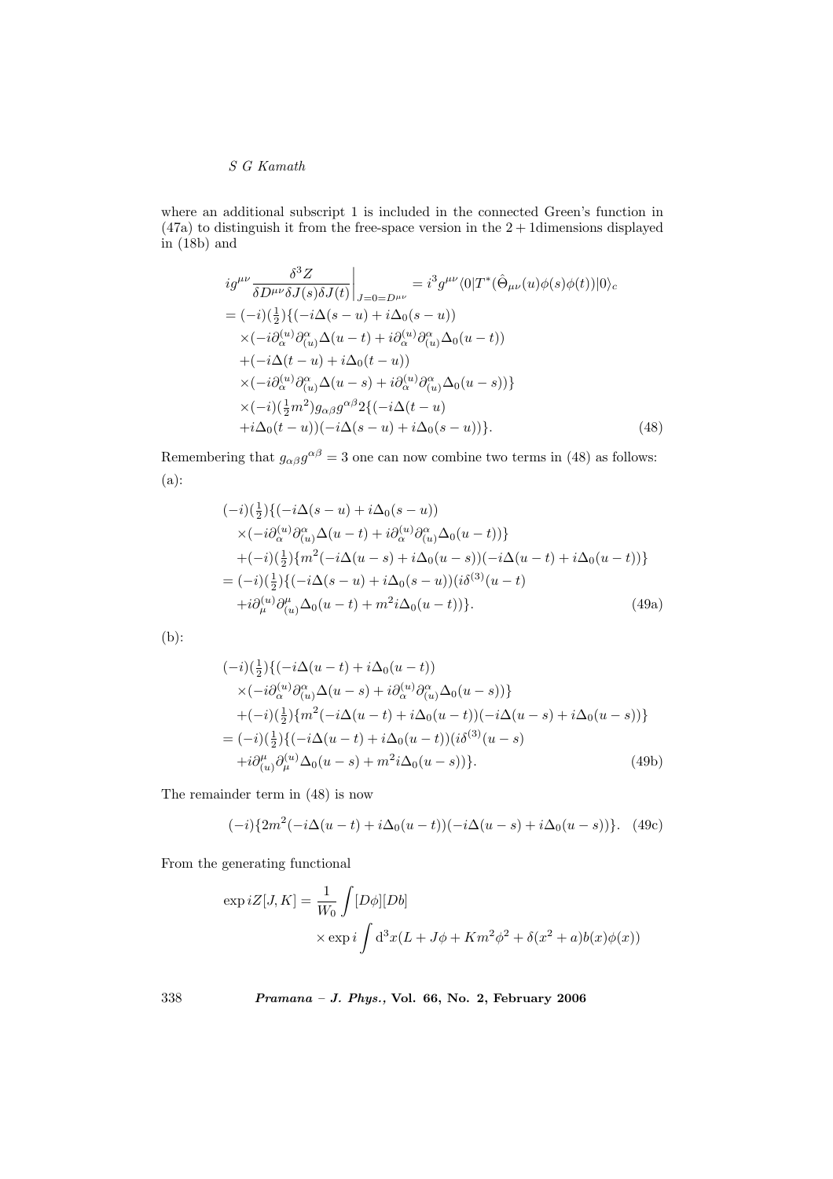where an additional subscript 1 is included in the connected Green's function in (47a) to distinguish it from the free-space version in the $2+1$dimensions displayed in (18b) and

$$
\begin{aligned}
& ig^{\mu\nu}\frac{\delta^3 Z}{\delta D^{\mu\nu}\delta J(s)\delta J(t)}\bigg|_{J=0=D^{\mu\nu}} = i^3 g^{\mu\nu}\langle 0|T^*(\hat{\Theta}_{\mu\nu}(u)\phi(s)\phi(t))|0\rangle_c \\
&= (-i)(\tfrac{1}{2})\{(-i\Delta(s-u)+i\Delta_0(s-u)) \\
&\quad \times(-i\partial_\alpha^{(u)}\partial_{(u)}^\alpha\Delta(u-t)+i\partial_\alpha^{(u)}\partial_{(u)}^\alpha\Delta_0(u-t)) \\
&\quad +(-i\Delta(t-u)+i\Delta_0(t-u)) \\
&\quad \times(-i\partial_\alpha^{(u)}\partial_{(u)}^\alpha\Delta(u-s)+i\partial_\alpha^{(u)}\partial_{(u)}^\alpha\Delta_0(u-s))\} \\
&\quad \times(-i)(\tfrac{1}{2}m^2)g_{\alpha\beta}g^{\alpha\beta}2\{(-i\Delta(t-u) \\
&\quad +i\Delta_0(t-u))(-i\Delta(s-u)+i\Delta_0(s-u))\}.
\end{aligned}
\tag{48}
$$

Remembering that $g_{\alpha\beta}g^{\alpha\beta}=3$ one can now combine two terms in (48) as follows:
(a):

$$
\begin{aligned}
& (-i)(\tfrac{1}{2})\{(-i\Delta(s-u)+i\Delta_0(s-u)) \\
&\quad \times(-i\partial_\alpha^{(u)}\partial_{(u)}^\alpha\Delta(u-t)+i\partial_\alpha^{(u)}\partial_{(u)}^\alpha\Delta_0(u-t))\} \\
&\quad +(-i)(\tfrac{1}{2})\{m^2(-i\Delta(u-s)+i\Delta_0(u-s))(-i\Delta(u-t)+i\Delta_0(u-t))\} \\
&= (-i)(\tfrac{1}{2})\{(-i\Delta(s-u)+i\Delta_0(s-u))(i\delta^{(3)}(u-t) \\
&\quad +i\partial_\mu^{(u)}\partial_{(u)}^\mu\Delta_0(u-t)+m^2 i\Delta_0(u-t))\}.
\end{aligned}
\tag{49a}
$$

(b):

$$
\begin{aligned}
& (-i)(\tfrac{1}{2})\{(-i\Delta(u-t)+i\Delta_0(u-t)) \\
&\quad \times(-i\partial_\alpha^{(u)}\partial_{(u)}^\alpha\Delta(u-s)+i\partial_\alpha^{(u)}\partial_{(u)}^\alpha\Delta_0(u-s))\} \\
&\quad +(-i)(\tfrac{1}{2})\{m^2(-i\Delta(u-t)+i\Delta_0(u-t))(-i\Delta(u-s)+i\Delta_0(u-s))\} \\
&= (-i)(\tfrac{1}{2})\{(-i\Delta(u-t)+i\Delta_0(u-t))(i\delta^{(3)}(u-s) \\
&\quad +i\partial_{(u)}^\mu\partial_\mu^{(u)}\Delta_0(u-s)+m^2 i\Delta_0(u-s))\}.
\end{aligned}
\tag{49b}
$$

The remainder term in (48) is now

$$
(-i)\{2m^2(-i\Delta(u-t)+i\Delta_0(u-t))(-i\Delta(u-s)+i\Delta_0(u-s))\}. \tag{49c}
$$

From the generating functional

$$
\begin{aligned}
\exp iZ[J,K] &= \frac{1}{W_0}\int[D\phi][Db] \\
&\quad \times\exp i\int \mathrm{d}^3x(L+J\phi+Km^2\phi^2+\delta(x^2+a)b(x)\phi(x))
\end{aligned}
$$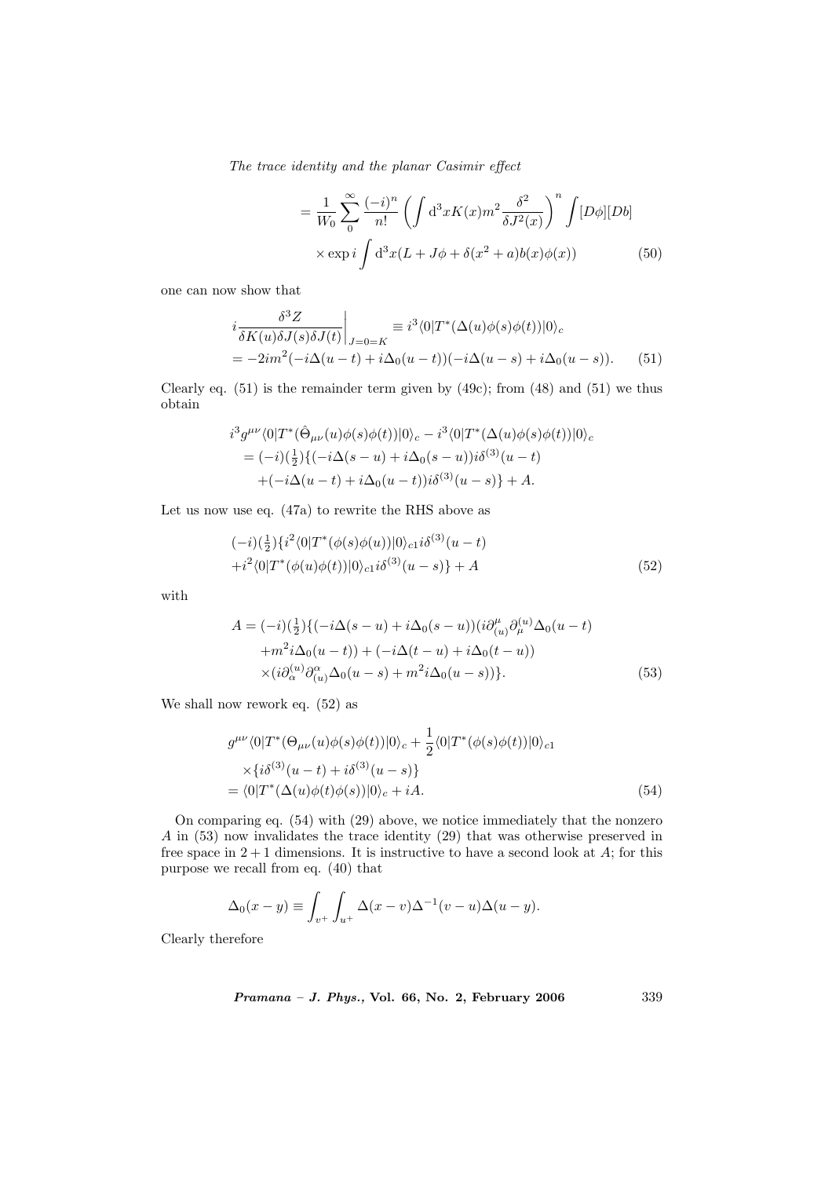$$= \frac{1}{W_0} \sum_{0}^{\infty} \frac{(-i)^n}{n!} \left( \int \mathrm{d}^3x K(x) m^2 \frac{\delta^2}{\delta J^2(x)} \right)^n \int [D\phi][Db]$$

$$\times \exp i \int \mathrm{d}^3x (L + J\phi + \delta(x^2 + a) b(x)\phi(x)) \tag{50}$$

one can now show that

$$i \frac{\delta^3 Z}{\delta K(u) \delta J(s) \delta J(t)} \bigg|_{J=0=K} \equiv i^3 \langle 0 | T^*(\Delta(u)\phi(s)\phi(t)) | 0 \rangle_c$$

$$= -2im^2(-i\Delta(u-t) + i\Delta_0(u-t))(-i\Delta(u-s) + i\Delta_0(u-s)). \tag{51}$$

Clearly eq. (51) is the remainder term given by (49c); from (48) and (51) we thus obtain

$$i^3 g^{\mu\nu} \langle 0 | T^*(\hat{\Theta}_{\mu\nu}(u)\phi(s)\phi(t)) | 0 \rangle_c - i^3 \langle 0 | T^*(\Delta(u)\phi(s)\phi(t)) | 0 \rangle_c$$

$$= (-i)(\tfrac{1}{2})\{(-i\Delta(s-u) + i\Delta_0(s-u)) i\delta^{(3)}(u-t)$$

$$+ (-i\Delta(u-t) + i\Delta_0(u-t)) i\delta^{(3)}(u-s)\} + A.$$

Let us now use eq. (47a) to rewrite the RHS above as

$$(-i)(\tfrac{1}{2})\{i^2 \langle 0 | T^*(\phi(s)\phi(u)) | 0 \rangle_{c1} i\delta^{(3)}(u-t)$$

$$+ i^2 \langle 0 | T^*(\phi(u)\phi(t)) | 0 \rangle_{c1} i\delta^{(3)}(u-s)\} + A \tag{52}$$

with

$$A = (-i)(\tfrac{1}{2})\{(-i\Delta(s-u) + i\Delta_0(s-u))(i\partial^{\mu}_{(u)}\partial^{(u)}_{\mu}\Delta_0(u-t)$$

$$+ m^2 i\Delta_0(u-t)) + (-i\Delta(t-u) + i\Delta_0(t-u))$$

$$\times (i\partial^{(u)}_{\alpha}\partial^{\alpha}_{(u)}\Delta_0(u-s) + m^2 i\Delta_0(u-s))\}. \tag{53}$$

We shall now rework eq. (52) as

$$g^{\mu\nu} \langle 0 | T^*(\Theta_{\mu\nu}(u)\phi(s)\phi(t)) | 0 \rangle_c + \frac{1}{2} \langle 0 | T^*(\phi(s)\phi(t)) | 0 \rangle_{c1}$$

$$\times \{ i\delta^{(3)}(u-t) + i\delta^{(3)}(u-s) \}$$

$$= \langle 0 | T^*(\Delta(u)\phi(t)\phi(s)) | 0 \rangle_c + iA. \tag{54}$$

On comparing eq. (54) with (29) above, we notice immediately that the nonzero $A$ in (53) now invalidates the trace identity (29) that was otherwise preserved in free space in $2+1$ dimensions. It is instructive to have a second look at $A$; for this purpose we recall from eq. (40) that

$$\Delta_0(x-y) \equiv \int_{v^+} \int_{u^+} \Delta(x-v) \Delta^{-1}(v-u) \Delta(u-y).$$

Clearly therefore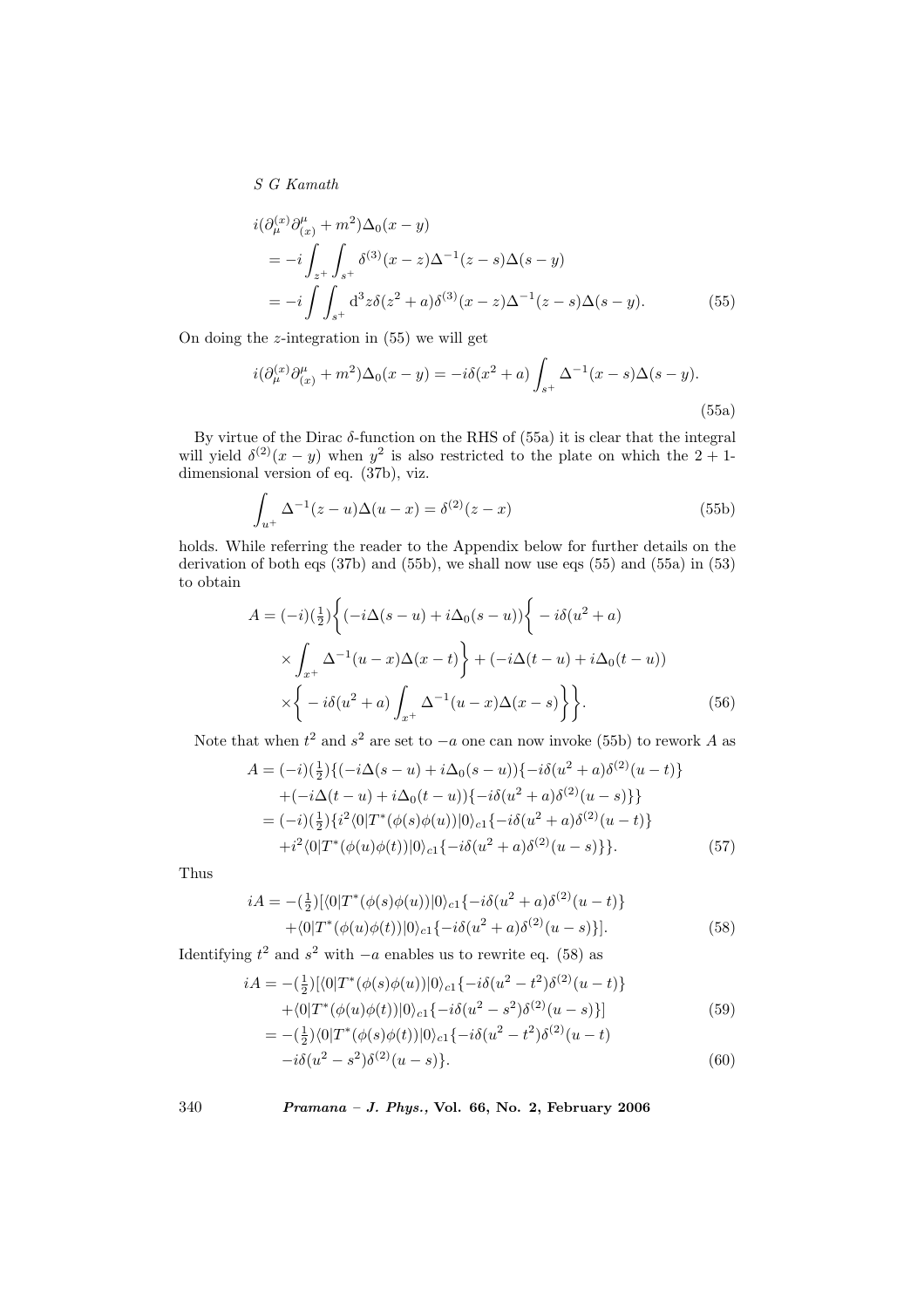$$
\begin{aligned}
& i(\partial_{\mu}^{(x)}\partial^{\mu}_{(x)} + m^2)\Delta_0(x-y) \\
&= -i\int_{z^+}\int_{s^+}\delta^{(3)}(x-z)\Delta^{-1}(z-s)\Delta(s-y) \\
&= -i\int\int_{s^+}\mathrm{d}^3 z\,\delta(z^2+a)\delta^{(3)}(x-z)\Delta^{-1}(z-s)\Delta(s-y). \qquad (55)
\end{aligned}
$$

On doing the $z$-integration in (55) we will get

$$
i(\partial_{\mu}^{(x)}\partial^{\mu}_{(x)} + m^2)\Delta_0(x-y) = -i\delta(x^2+a)\int_{s^+}\Delta^{-1}(x-s)\Delta(s-y). \qquad (55a)
$$

By virtue of the Dirac $\delta$-function on the RHS of (55a) it is clear that the integral will yield $\delta^{(2)}(x-y)$ when $y^2$ is also restricted to the plate on which the 2 + 1-dimensional version of eq. (37b), viz.

$$
\int_{u^+}\Delta^{-1}(z-u)\Delta(u-x) = \delta^{(2)}(z-x) \qquad (55b)
$$

holds. While referring the reader to the Appendix below for further details on the derivation of both eqs (37b) and (55b), we shall now use eqs (55) and (55a) in (53) to obtain

$$
\begin{aligned}
A = (-i)(\tfrac{1}{2})\bigg\{&(-i\Delta(s-u) + i\Delta_0(s-u))\bigg\{-i\delta(u^2+a) \\
&\times\int_{x^+}\Delta^{-1}(u-x)\Delta(x-t)\bigg\} + (-i\Delta(t-u) + i\Delta_0(t-u)) \\
&\times\bigg\{-i\delta(u^2+a)\int_{x^+}\Delta^{-1}(u-x)\Delta(x-s)\bigg\}\bigg\}. \qquad (56)
\end{aligned}
$$

Note that when $t^2$ and $s^2$ are set to $-a$ one can now invoke (55b) to rework $A$ as

$$
\begin{aligned}
A &= (-i)(\tfrac{1}{2})\{(-i\Delta(s-u) + i\Delta_0(s-u))\{-i\delta(u^2+a)\delta^{(2)}(u-t)\} \\
&\quad + (-i\Delta(t-u) + i\Delta_0(t-u))\{-i\delta(u^2+a)\delta^{(2)}(u-s)\}\} \\
&= (-i)(\tfrac{1}{2})\{i^2\langle 0|T^*(\phi(s)\phi(u))|0\rangle_{c1}\{-i\delta(u^2+a)\delta^{(2)}(u-t)\} \\
&\quad + i^2\langle 0|T^*(\phi(u)\phi(t))|0\rangle_{c1}\{-i\delta(u^2+a)\delta^{(2)}(u-s)\}\}. \qquad (57)
\end{aligned}
$$

Thus

$$
\begin{aligned}
iA = -(\tfrac{1}{2})[&\langle 0|T^*(\phi(s)\phi(u))|0\rangle_{c1}\{-i\delta(u^2+a)\delta^{(2)}(u-t)\} \\
&+ \langle 0|T^*(\phi(u)\phi(t))|0\rangle_{c1}\{-i\delta(u^2+a)\delta^{(2)}(u-s)\}]. \qquad (58)
\end{aligned}
$$

Identifying $t^2$ and $s^2$ with $-a$ enables us to rewrite eq. (58) as

$$
\begin{aligned}
iA &= -(\tfrac{1}{2})[\langle 0|T^*(\phi(s)\phi(u))|0\rangle_{c1}\{-i\delta(u^2-t^2)\delta^{(2)}(u-t)\} \\
&\quad + \langle 0|T^*(\phi(u)\phi(t))|0\rangle_{c1}\{-i\delta(u^2-s^2)\delta^{(2)}(u-s)\}] \qquad (59) \\
&= -(\tfrac{1}{2})\langle 0|T^*(\phi(s)\phi(t))|0\rangle_{c1}\{-i\delta(u^2-t^2)\delta^{(2)}(u-t) \\
&\quad - i\delta(u^2-s^2)\delta^{(2)}(u-s)\}. \qquad (60)
\end{aligned}
$$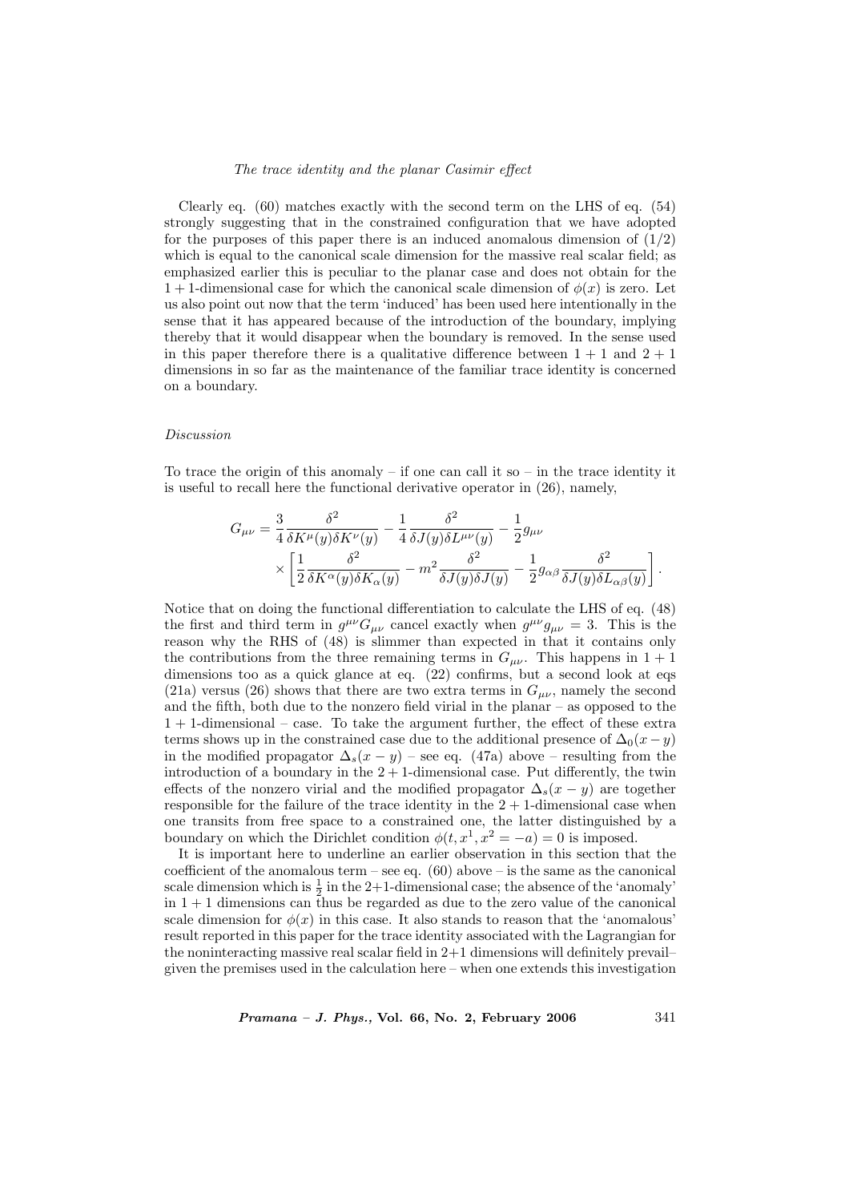Clearly eq. (60) matches exactly with the second term on the LHS of eq. (54) strongly suggesting that in the constrained configuration that we have adopted for the purposes of this paper there is an induced anomalous dimension of (1/2) which is equal to the canonical scale dimension for the massive real scalar field; as emphasized earlier this is peculiar to the planar case and does not obtain for the $1+1$-dimensional case for which the canonical scale dimension of $\phi(x)$ is zero. Let us also point out now that the term 'induced' has been used here intentionally in the sense that it has appeared because of the introduction of the boundary, implying thereby that it would disappear when the boundary is removed. In the sense used in this paper therefore there is a qualitative difference between $1+1$ and $2+1$ dimensions in so far as the maintenance of the familiar trace identity is concerned on a boundary.

*Discussion*

To trace the origin of this anomaly – if one can call it so – in the trace identity it is useful to recall here the functional derivative operator in (26), namely,

$$G_{\mu\nu} = \frac{3}{4}\frac{\delta^2}{\delta K^\mu(y)\delta K^\nu(y)} - \frac{1}{4}\frac{\delta^2}{\delta J(y)\delta L^{\mu\nu}(y)} - \frac{1}{2}g_{\mu\nu} \times \left[\frac{1}{2}\frac{\delta^2}{\delta K^\alpha(y)\delta K_\alpha(y)} - m^2\frac{\delta^2}{\delta J(y)\delta J(y)} - \frac{1}{2}g_{\alpha\beta}\frac{\delta^2}{\delta J(y)\delta L_{\alpha\beta}(y)}\right].$$

Notice that on doing the functional differentiation to calculate the LHS of eq. (48) the first and third term in $g^{\mu\nu}G_{\mu\nu}$ cancel exactly when $g^{\mu\nu}g_{\mu\nu} = 3$. This is the reason why the RHS of (48) is slimmer than expected in that it contains only the contributions from the three remaining terms in $G_{\mu\nu}$. This happens in $1+1$ dimensions too as a quick glance at eq. (22) confirms, but a second look at eqs (21a) versus (26) shows that there are two extra terms in $G_{\mu\nu}$, namely the second and the fifth, both due to the nonzero field virial in the planar – as opposed to the $1+1$-dimensional – case. To take the argument further, the effect of these extra terms shows up in the constrained case due to the additional presence of $\Delta_0(x-y)$ in the modified propagator $\Delta_s(x-y)$ – see eq. (47a) above – resulting from the introduction of a boundary in the $2+1$-dimensional case. Put differently, the twin effects of the nonzero virial and the modified propagator $\Delta_s(x-y)$ are together responsible for the failure of the trace identity in the $2+1$-dimensional case when one transits from free space to a constrained one, the latter distinguished by a boundary on which the Dirichlet condition $\phi(t, x^1, x^2 = -a) = 0$ is imposed.

It is important here to underline an earlier observation in this section that the coefficient of the anomalous term – see eq. (60) above – is the same as the canonical scale dimension which is $\frac{1}{2}$ in the 2+1-dimensional case; the absence of the 'anomaly' in $1+1$ dimensions can thus be regarded as due to the zero value of the canonical scale dimension for $\phi(x)$ in this case. It also stands to reason that the 'anomalous' result reported in this paper for the trace identity associated with the Lagrangian for the noninteracting massive real scalar field in 2+1 dimensions will definitely prevail– given the premises used in the calculation here – when one extends this investigation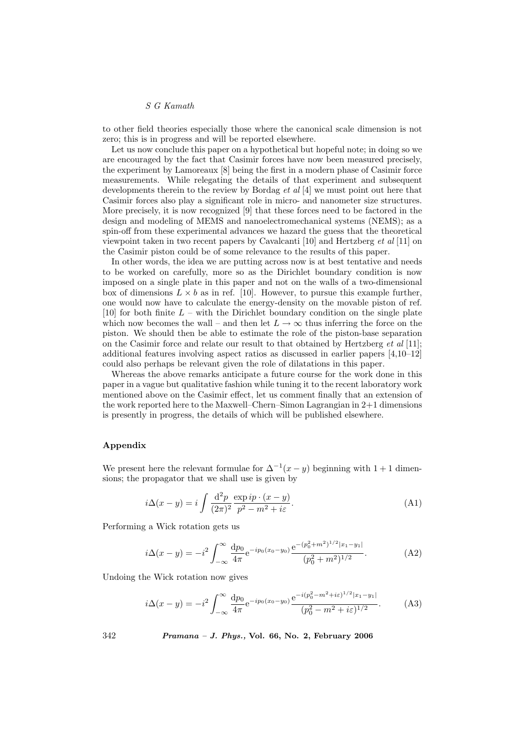to other field theories especially those where the canonical scale dimension is not zero; this is in progress and will be reported elsewhere.

Let us now conclude this paper on a hypothetical but hopeful note; in doing so we are encouraged by the fact that Casimir forces have now been measured precisely, the experiment by Lamoreaux [8] being the first in a modern phase of Casimir force measurements. While relegating the details of that experiment and subsequent developments therein to the review by Bordag *et al* [4] we must point out here that Casimir forces also play a significant role in micro- and nanometer size structures. More precisely, it is now recognized [9] that these forces need to be factored in the design and modeling of MEMS and nanoelectromechanical systems (NEMS); as a spin-off from these experimental advances we hazard the guess that the theoretical viewpoint taken in two recent papers by Cavalcanti [10] and Hertzberg *et al* [11] on the Casimir piston could be of some relevance to the results of this paper.

In other words, the idea we are putting across now is at best tentative and needs to be worked on carefully, more so as the Dirichlet boundary condition is now imposed on a single plate in this paper and not on the walls of a two-dimensional box of dimensions $L \times b$ as in ref. [10]. However, to pursue this example further, one would now have to calculate the energy-density on the movable piston of ref. [10] for both finite $L$ – with the Dirichlet boundary condition on the single plate which now becomes the wall – and then let $L \to \infty$ thus inferring the force on the piston. We should then be able to estimate the role of the piston-base separation on the Casimir force and relate our result to that obtained by Hertzberg *et al* [11]; additional features involving aspect ratios as discussed in earlier papers [4,10–12] could also perhaps be relevant given the role of dilatations in this paper.

Whereas the above remarks anticipate a future course for the work done in this paper in a vague but qualitative fashion while tuning it to the recent laboratory work mentioned above on the Casimir effect, let us comment finally that an extension of the work reported here to the Maxwell–Chern–Simon Lagrangian in 2+1 dimensions is presently in progress, the details of which will be published elsewhere.

## Appendix

We present here the relevant formulae for $\Delta^{-1}(x-y)$ beginning with $1+1$ dimensions; the propagator that we shall use is given by

$$i\Delta(x-y) = i\int \frac{\mathrm{d}^2 p}{(2\pi)^2}\frac{\exp ip\cdot(x-y)}{p^2-m^2+i\varepsilon}. \tag{A1}$$

Performing a Wick rotation gets us

$$i\Delta(x-y) = -i^2\int_{-\infty}^{\infty}\frac{\mathrm{d}p_0}{4\pi}\mathrm{e}^{-ip_0(x_0-y_0)}\frac{\mathrm{e}^{-(p_0^2+m^2)^{1/2}|x_1-y_1|}}{(p_0^2+m^2)^{1/2}}. \tag{A2}$$

Undoing the Wick rotation now gives

$$i\Delta(x-y) = -i^2\int_{-\infty}^{\infty}\frac{\mathrm{d}p_0}{4\pi}\mathrm{e}^{-ip_0(x_0-y_0)}\frac{\mathrm{e}^{-i(p_0^2-m^2+i\varepsilon)^{1/2}|x_1-y_1|}}{(p_0^2-m^2+i\varepsilon)^{1/2}}. \tag{A3}$$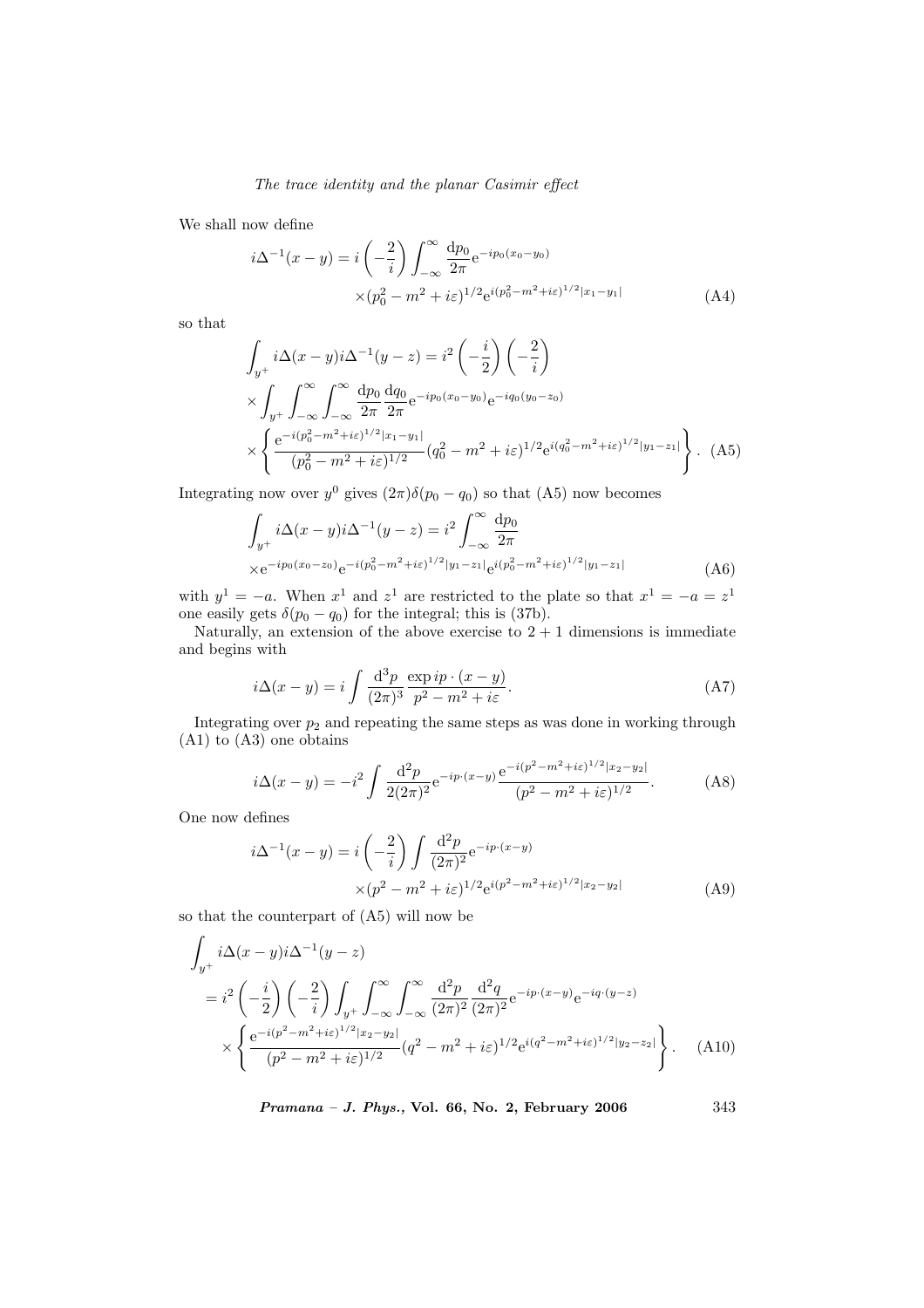We shall now define

$$i\Delta^{-1}(x-y) = i\left(-\frac{2}{i}\right)\int_{-\infty}^{\infty}\frac{\mathrm{d}p_0}{2\pi}\mathrm{e}^{-ip_0(x_0-y_0)} \times(p_0^2-m^2+i\varepsilon)^{1/2}\mathrm{e}^{i(p_0^2-m^2+i\varepsilon)^{1/2}|x_1-y_1|} \tag{A4}$$

so that

$$\int_{y^+} i\Delta(x-y)i\Delta^{-1}(y-z) = i^2\left(-\frac{i}{2}\right)\left(-\frac{2}{i}\right) \times\int_{y^+}\int_{-\infty}^{\infty}\int_{-\infty}^{\infty}\frac{\mathrm{d}p_0}{2\pi}\frac{\mathrm{d}q_0}{2\pi}\mathrm{e}^{-ip_0(x_0-y_0)}\mathrm{e}^{-iq_0(y_0-z_0)} \times\left\{\frac{\mathrm{e}^{-i(p_0^2-m^2+i\varepsilon)^{1/2}|x_1-y_1|}}{(p_0^2-m^2+i\varepsilon)^{1/2}}(q_0^2-m^2+i\varepsilon)^{1/2}\mathrm{e}^{i(q_0^2-m^2+i\varepsilon)^{1/2}|y_1-z_1|}\right\}. \tag{A5}$$

Integrating now over $y^0$ gives $(2\pi)\delta(p_0-q_0)$ so that (A5) now becomes

$$\int_{y^+} i\Delta(x-y)i\Delta^{-1}(y-z) = i^2\int_{-\infty}^{\infty}\frac{\mathrm{d}p_0}{2\pi} \times\mathrm{e}^{-ip_0(x_0-z_0)}\mathrm{e}^{-i(p_0^2-m^2+i\varepsilon)^{1/2}|y_1-z_1|}\mathrm{e}^{i(p_0^2-m^2+i\varepsilon)^{1/2}|y_1-z_1|} \tag{A6}$$

with $y^1=-a$. When $x^1$ and $z^1$ are restricted to the plate so that $x^1=-a=z^1$ one easily gets $\delta(p_0-q_0)$ for the integral; this is (37b).

Naturally, an extension of the above exercise to $2+1$ dimensions is immediate and begins with

$$i\Delta(x-y) = i\int\frac{\mathrm{d}^3p}{(2\pi)^3}\frac{\exp ip\cdot(x-y)}{p^2-m^2+i\varepsilon}. \tag{A7}$$

Integrating over $p_2$ and repeating the same steps as was done in working through (A1) to (A3) one obtains

$$i\Delta(x-y) = -i^2\int\frac{\mathrm{d}^2p}{2(2\pi)^2}\mathrm{e}^{-ip\cdot(x-y)}\frac{\mathrm{e}^{-i(p^2-m^2+i\varepsilon)^{1/2}|x_2-y_2|}}{(p^2-m^2+i\varepsilon)^{1/2}}. \tag{A8}$$

One now defines

$$i\Delta^{-1}(x-y) = i\left(-\frac{2}{i}\right)\int\frac{\mathrm{d}^2p}{(2\pi)^2}\mathrm{e}^{-ip\cdot(x-y)} \times(p^2-m^2+i\varepsilon)^{1/2}\mathrm{e}^{i(p^2-m^2+i\varepsilon)^{1/2}|x_2-y_2|} \tag{A9}$$

so that the counterpart of (A5) will now be

$$\int_{y^+} i\Delta(x-y)i\Delta^{-1}(y-z) = i^2\left(-\frac{i}{2}\right)\left(-\frac{2}{i}\right)\int_{y^+}\int_{-\infty}^{\infty}\int_{-\infty}^{\infty}\frac{\mathrm{d}^2p}{(2\pi)^2}\frac{\mathrm{d}^2q}{(2\pi)^2}\mathrm{e}^{-ip\cdot(x-y)}\mathrm{e}^{-iq\cdot(y-z)} \times\left\{\frac{\mathrm{e}^{-i(p^2-m^2+i\varepsilon)^{1/2}|x_2-y_2|}}{(p^2-m^2+i\varepsilon)^{1/2}}(q^2-m^2+i\varepsilon)^{1/2}\mathrm{e}^{i(q^2-m^2+i\varepsilon)^{1/2}|y_2-z_2|}\right\}. \tag{A10}$$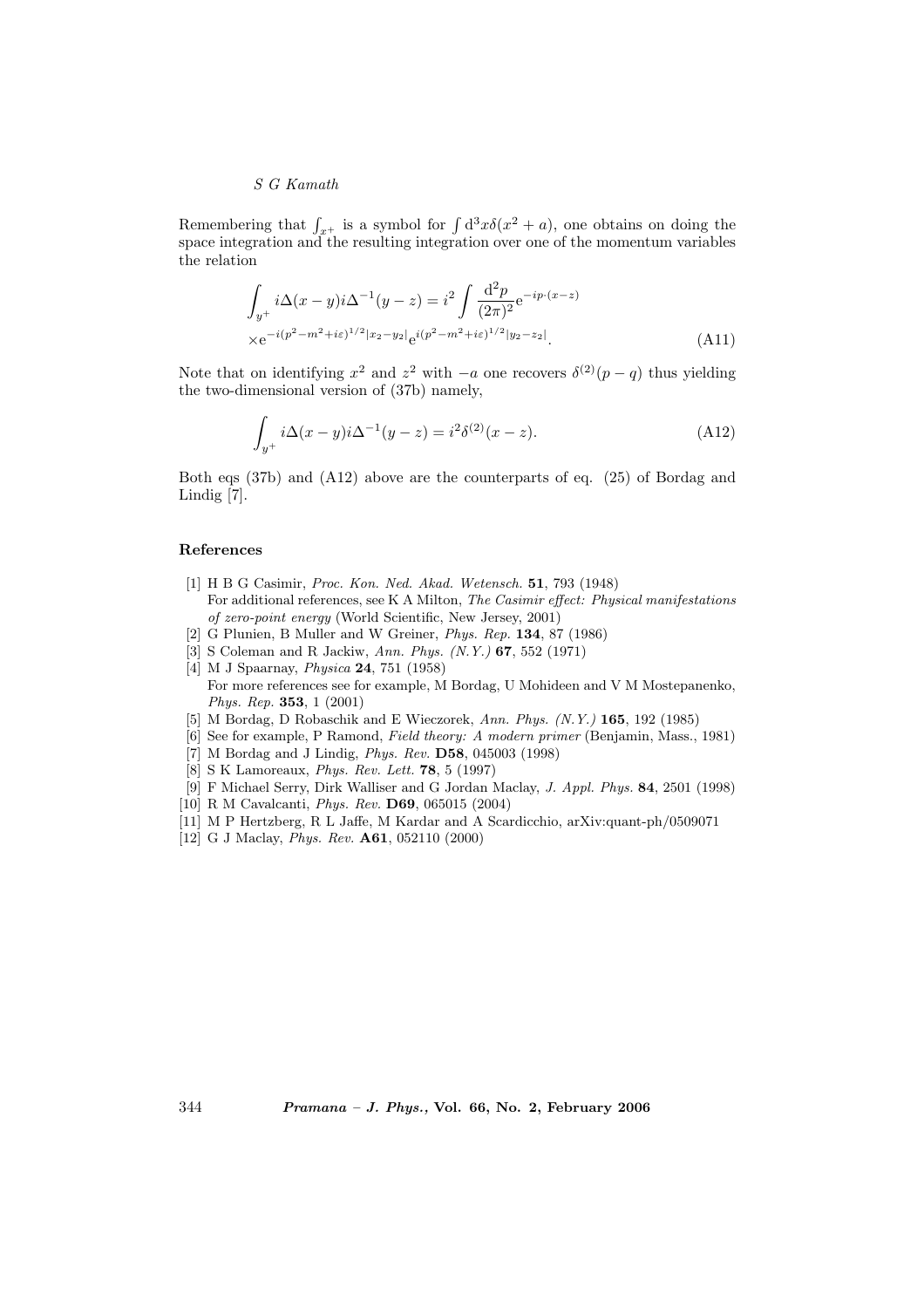Remembering that $\int_{x^+}$ is a symbol for $\int \mathrm{d}^3x\delta(x^2+a)$, one obtains on doing the space integration and the resulting integration over one of the momentum variables the relation

$$\int_{y^+} i\Delta(x-y)i\Delta^{-1}(y-z) = i^2 \int \frac{\mathrm{d}^2p}{(2\pi)^2}\mathrm{e}^{-ip\cdot(x-z)} \\ \times \mathrm{e}^{-i(p^2-m^2+i\varepsilon)^{1/2}|x_2-y_2|}\mathrm{e}^{i(p^2-m^2+i\varepsilon)^{1/2}|y_2-z_2|}. \tag{A11}$$

Note that on identifying $x^2$ and $z^2$ with $-a$ one recovers $\delta^{(2)}(p-q)$ thus yielding the two-dimensional version of (37b) namely,

$$\int_{y^+} i\Delta(x-y)i\Delta^{-1}(y-z) = i^2\delta^{(2)}(x-z). \tag{A12}$$

Both eqs (37b) and (A12) above are the counterparts of eq. (25) of Bordag and Lindig [7].

## References

[1] H B G Casimir, *Proc. Kon. Ned. Akad. Wetensch.* **51**, 793 (1948)
For additional references, see K A Milton, *The Casimir effect: Physical manifestations of zero-point energy* (World Scientific, New Jersey, 2001)

[2] G Plunien, B Muller and W Greiner, *Phys. Rep.* **134**, 87 (1986)

[3] S Coleman and R Jackiw, *Ann. Phys. (N.Y.)* **67**, 552 (1971)

[4] M J Spaarnay, *Physica* **24**, 751 (1958)
For more references see for example, M Bordag, U Mohideen and V M Mostepanenko, *Phys. Rep.* **353**, 1 (2001)

[5] M Bordag, D Robaschik and E Wieczorek, *Ann. Phys. (N.Y.)* **165**, 192 (1985)

[6] See for example, P Ramond, *Field theory: A modern primer* (Benjamin, Mass., 1981)

[7] M Bordag and J Lindig, *Phys. Rev.* **D58**, 045003 (1998)

[8] S K Lamoreaux, *Phys. Rev. Lett.* **78**, 5 (1997)

[9] F Michael Serry, Dirk Walliser and G Jordan Maclay, *J. Appl. Phys.* **84**, 2501 (1998)

[10] R M Cavalcanti, *Phys. Rev.* **D69**, 065015 (2004)

[11] M P Hertzberg, R L Jaffe, M Kardar and A Scardicchio, arXiv:quant-ph/0509071

[12] G J Maclay, *Phys. Rev.* **A61**, 052110 (2000)